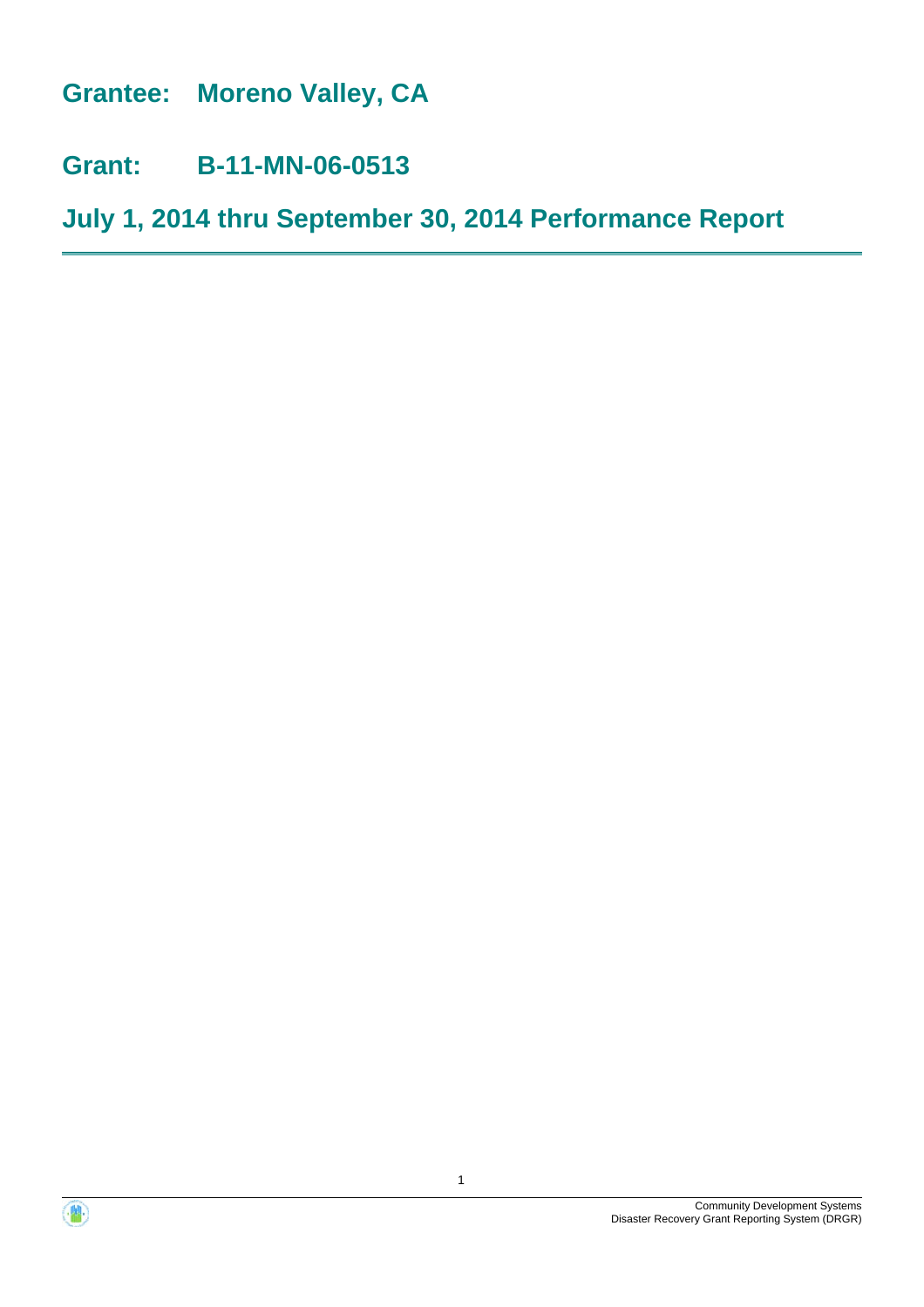# Grantee: Moreno Valley, CA

# Grant: B-11-MN-06-0513

# July 1, 2014 thru September 30, 2014 Performance Report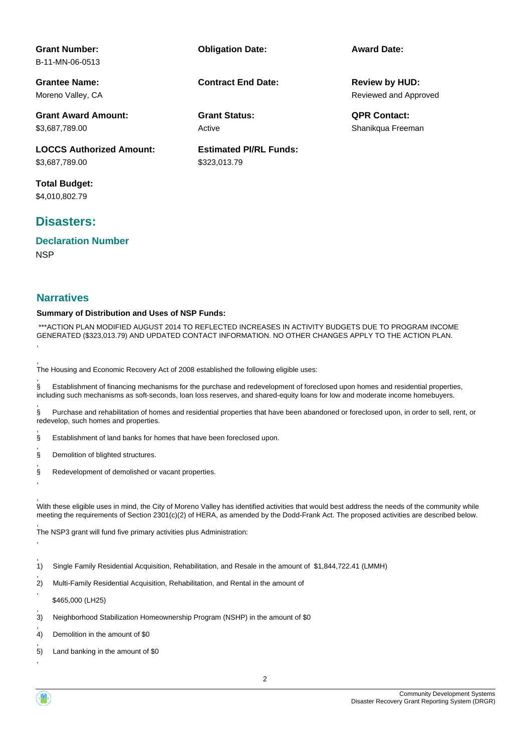**Grant Number:**
B-11-MN-06-0513

**Obligation Date:**

**Award Date:**

**Grantee Name:**
Moreno Valley, CA

**Contract End Date:**

**Review by HUD:**
Reviewed and Approved

**Grant Award Amount:**
$3,687,789.00

**Grant Status:**
Active

**QPR Contact:**
Shanikqua Freeman

**LOCCS Authorized Amount:**
$3,687,789.00

**Estimated PI/RL Funds:**
$323,013.79

**Total Budget:**
$4,010,802.79

## Disasters:

### Declaration Number

NSP

## Narratives

**Summary of Distribution and Uses of NSP Funds:**

***ACTION PLAN MODIFIED AUGUST 2014 TO REFLECTED INCREASES IN ACTIVITY BUDGETS DUE TO PROGRAM INCOME GENERATED ($323,013.79) AND UPDATED CONTACT INFORMATION. NO OTHER CHANGES APPLY TO THE ACTION PLAN.

The Housing and Economic Recovery Act of 2008 established the following eligible uses:

§ Establishment of financing mechanisms for the purchase and redevelopment of foreclosed upon homes and residential properties, including such mechanisms as soft-seconds, loan loss reserves, and shared-equity loans for low and moderate income homebuyers.

§ Purchase and rehabilitation of homes and residential properties that have been abandoned or foreclosed upon, in order to sell, rent, or redevelop, such homes and properties.

§ Establishment of land banks for homes that have been foreclosed upon.

§ Demolition of blighted structures.

§ Redevelopment of demolished or vacant properties.

With these eligible uses in mind, the City of Moreno Valley has identified activities that would best address the needs of the community while meeting the requirements of Section 2301(c)(2) of HERA, as amended by the Dodd-Frank Act. The proposed activities are described below.

The NSP3 grant will fund five primary activities plus Administration:

1) Single Family Residential Acquisition, Rehabilitation, and Resale in the amount of $1,844,722.41 (LMMH)

2) Multi-Family Residential Acquisition, Rehabilitation, and Rental in the amount of $465,000 (LH25)

3) Neighborhood Stabilization Homeownership Program (NSHP) in the amount of $0

4) Demolition in the amount of $0

5) Land banking in the amount of $0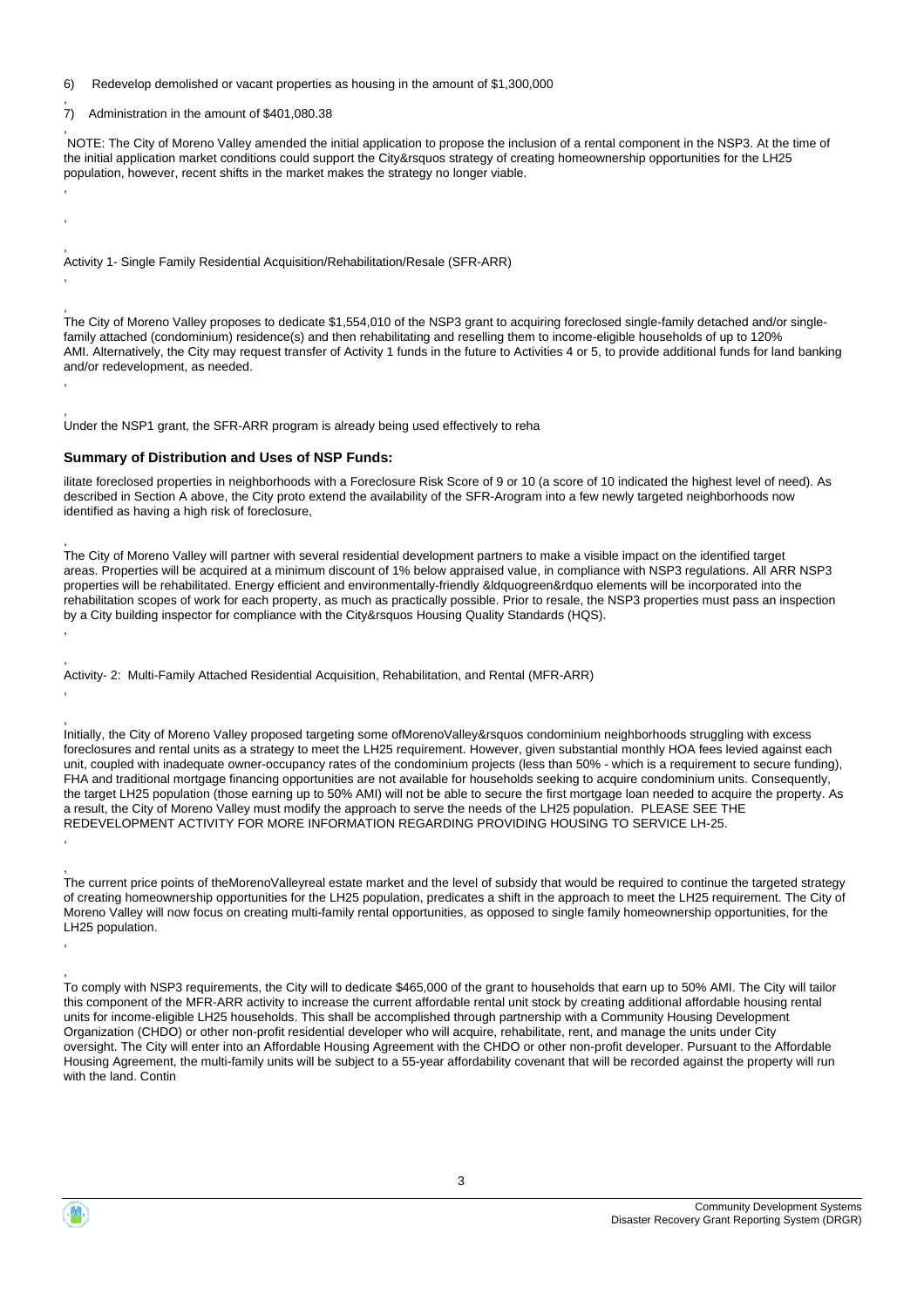6) Redevelop demolished or vacant properties as housing in the amount of $1,300,000

,
7) Administration in the amount of $401,080.38

,
NOTE: The City of Moreno Valley amended the initial application to propose the inclusion of a rental component in the NSP3. At the time of the initial application market conditions could support the City&rsquos strategy of creating homeownership opportunities for the LH25 population, however, recent shifts in the market makes the strategy no longer viable.

,

,

,
Activity 1- Single Family Residential Acquisition/Rehabilitation/Resale (SFR-ARR)

,

,
The City of Moreno Valley proposes to dedicate $1,554,010 of the NSP3 grant to acquiring foreclosed single-family detached and/or single-family attached (condominium) residence(s) and then rehabilitating and reselling them to income-eligible households of up to 120% AMI. Alternatively, the City may request transfer of Activity 1 funds in the future to Activities 4 or 5, to provide additional funds for land banking and/or redevelopment, as needed.

,

,
Under the NSP1 grant, the SFR-ARR program is already being used effectively to reha

**Summary of Distribution and Uses of NSP Funds:**

ilitate foreclosed properties in neighborhoods with a Foreclosure Risk Score of 9 or 10 (a score of 10 indicated the highest level of need). As described in Section A above, the City proto extend the availability of the SFR-Arogram into a few newly targeted neighborhoods now identified as having a high risk of foreclosure,

,
The City of Moreno Valley will partner with several residential development partners to make a visible impact on the identified target areas. Properties will be acquired at a minimum discount of 1% below appraised value, in compliance with NSP3 regulations. All ARR NSP3 properties will be rehabilitated. Energy efficient and environmentally-friendly &ldquogreen&rdquo elements will be incorporated into the rehabilitation scopes of work for each property, as much as practically possible. Prior to resale, the NSP3 properties must pass an inspection by a City building inspector for compliance with the City&rsquos Housing Quality Standards (HQS).

,

,
Activity- 2: Multi-Family Attached Residential Acquisition, Rehabilitation, and Rental (MFR-ARR)

,

,
Initially, the City of Moreno Valley proposed targeting some ofMorenoValley&rsquos condominium neighborhoods struggling with excess foreclosures and rental units as a strategy to meet the LH25 requirement. However, given substantial monthly HOA fees levied against each unit, coupled with inadequate owner-occupancy rates of the condominium projects (less than 50% - which is a requirement to secure funding), FHA and traditional mortgage financing opportunities are not available for households seeking to acquire condominium units. Consequently, the target LH25 population (those earning up to 50% AMI) will not be able to secure the first mortgage loan needed to acquire the property. As a result, the City of Moreno Valley must modify the approach to serve the needs of the LH25 population. PLEASE SEE THE REDEVELOPMENT ACTIVITY FOR MORE INFORMATION REGARDING PROVIDING HOUSING TO SERVICE LH-25.

,

,
The current price points of theMorenoValleyreal estate market and the level of subsidy that would be required to continue the targeted strategy of creating homeownership opportunities for the LH25 population, predicates a shift in the approach to meet the LH25 requirement. The City of Moreno Valley will now focus on creating multi-family rental opportunities, as opposed to single family homeownership opportunities, for the LH25 population.

,

,
To comply with NSP3 requirements, the City will to dedicate $465,000 of the grant to households that earn up to 50% AMI. The City will tailor this component of the MFR-ARR activity to increase the current affordable rental unit stock by creating additional affordable housing rental units for income-eligible LH25 households. This shall be accomplished through partnership with a Community Housing Development Organization (CHDO) or other non-profit residential developer who will acquire, rehabilitate, rent, and manage the units under City oversight. The City will enter into an Affordable Housing Agreement with the CHDO or other non-profit developer. Pursuant to the Affordable Housing Agreement, the multi-family units will be subject to a 55-year affordability covenant that will be recorded against the property will run with the land. Contin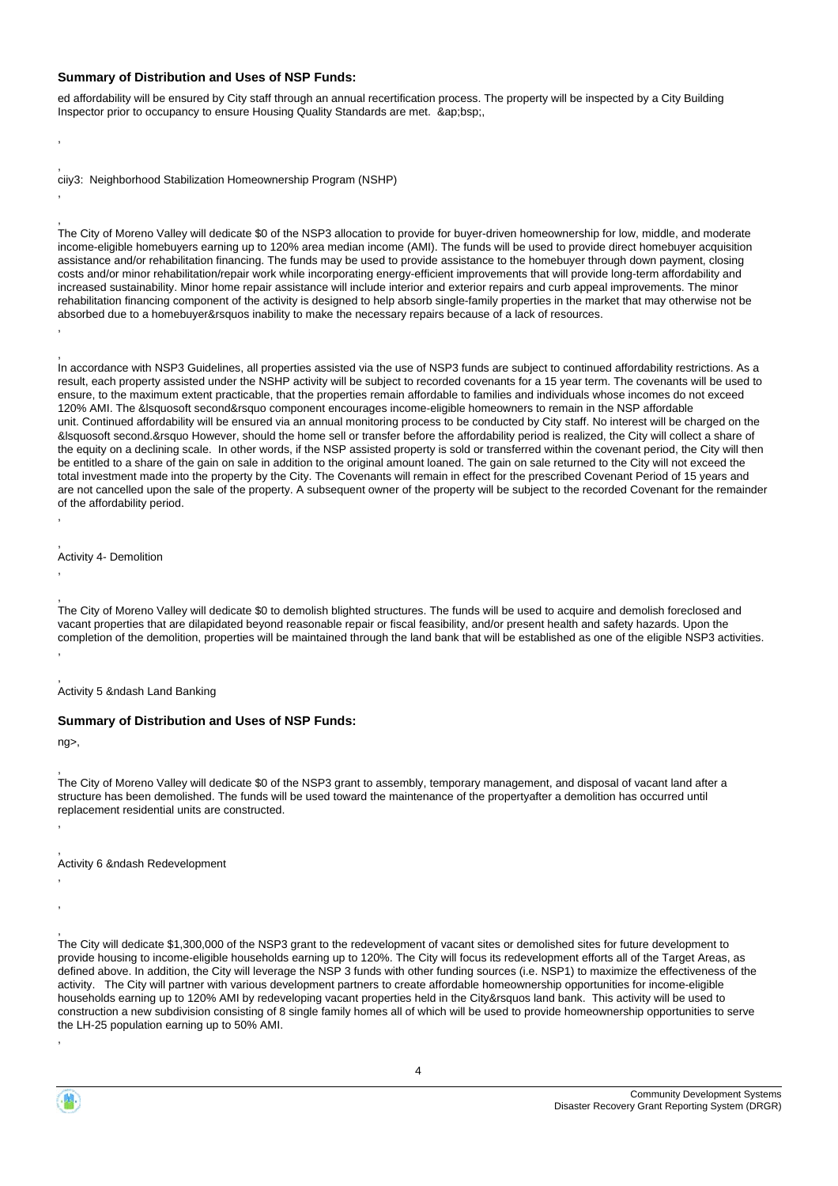**Summary of Distribution and Uses of NSP Funds:**

ed affordability will be ensured by City staff through an annual recertification process. The property will be inspected by a City Building Inspector prior to occupancy to ensure Housing Quality Standards are met. &ap;bsp;,

,

,
ciiy3: Neighborhood Stabilization Homeownership Program (NSHP)

,

,
The City of Moreno Valley will dedicate $0 of the NSP3 allocation to provide for buyer-driven homeownership for low, middle, and moderate income-eligible homebuyers earning up to 120% area median income (AMI). The funds will be used to provide direct homebuyer acquisition assistance and/or rehabilitation financing. The funds may be used to provide assistance to the homebuyer through down payment, closing costs and/or minor rehabilitation/repair work while incorporating energy-efficient improvements that will provide long-term affordability and increased sustainability. Minor home repair assistance will include interior and exterior repairs and curb appeal improvements. The minor rehabilitation financing component of the activity is designed to help absorb single-family properties in the market that may otherwise not be absorbed due to a homebuyer&rsquos inability to make the necessary repairs because of a lack of resources.

,

,
In accordance with NSP3 Guidelines, all properties assisted via the use of NSP3 funds are subject to continued affordability restrictions. As a result, each property assisted under the NSHP activity will be subject to recorded covenants for a 15 year term. The covenants will be used to ensure, to the maximum extent practicable, that the properties remain affordable to families and individuals whose incomes do not exceed 120% AMI. The &lsquosoft second&rsquo component encourages income-eligible homeowners to remain in the NSP affordable unit. Continued affordability will be ensured via an annual monitoring process to be conducted by City staff. No interest will be charged on the &lsquosoft second.&rsquo However, should the home sell or transfer before the affordability period is realized, the City will collect a share of the equity on a declining scale. In other words, if the NSP assisted property is sold or transferred within the covenant period, the City will then be entitled to a share of the gain on sale in addition to the original amount loaned. The gain on sale returned to the City will not exceed the total investment made into the property by the City. The Covenants will remain in effect for the prescribed Covenant Period of 15 years and are not cancelled upon the sale of the property. A subsequent owner of the property will be subject to the recorded Covenant for the remainder of the affordability period.

,

,
Activity 4- Demolition

,

,
The City of Moreno Valley will dedicate $0 to demolish blighted structures. The funds will be used to acquire and demolish foreclosed and vacant properties that are dilapidated beyond reasonable repair or fiscal feasibility, and/or present health and safety hazards. Upon the completion of the demolition, properties will be maintained through the land bank that will be established as one of the eligible NSP3 activities.

,

,
Activity 5 &ndash Land Banking

**Summary of Distribution and Uses of NSP Funds:**

ng>,

,
The City of Moreno Valley will dedicate $0 of the NSP3 grant to assembly, temporary management, and disposal of vacant land after a structure has been demolished. The funds will be used toward the maintenance of the propertyafter a demolition has occurred until replacement residential units are constructed.

,

,
Activity 6 &ndash Redevelopment

,

,

,
The City will dedicate $1,300,000 of the NSP3 grant to the redevelopment of vacant sites or demolished sites for future development to provide housing to income-eligible households earning up to 120%. The City will focus its redevelopment efforts all of the Target Areas, as defined above. In addition, the City will leverage the NSP 3 funds with other funding sources (i.e. NSP1) to maximize the effectiveness of the activity. The City will partner with various development partners to create affordable homeownership opportunities for income-eligible households earning up to 120% AMI by redeveloping vacant properties held in the City&rsquos land bank. This activity will be used to construction a new subdivision consisting of 8 single family homes all of which will be used to provide homeownership opportunities to serve the LH-25 population earning up to 50% AMI.

,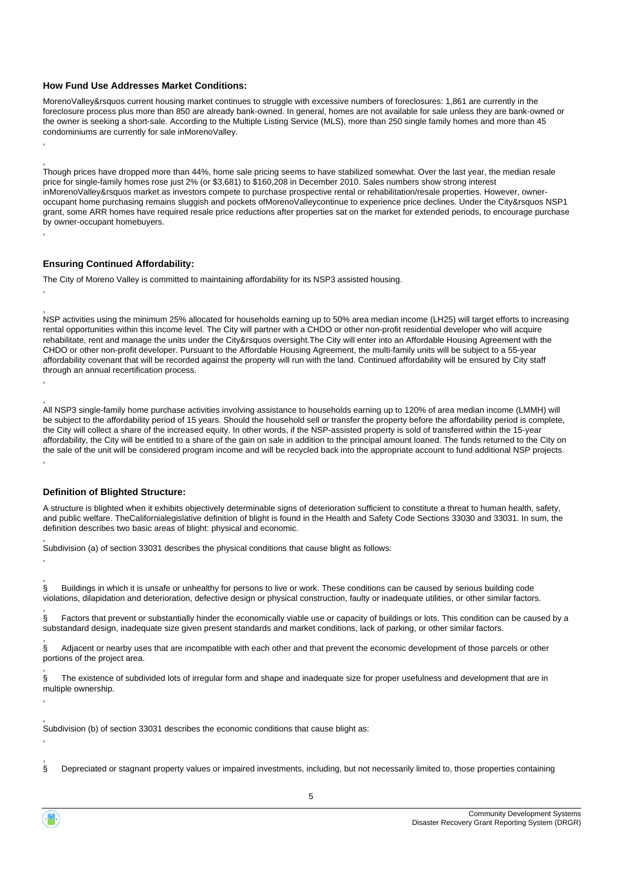**How Fund Use Addresses Market Conditions:**

MorenoValley&rsquos current housing market continues to struggle with excessive numbers of foreclosures: 1,861 are currently in the foreclosure process plus more than 850 are already bank-owned. In general, homes are not available for sale unless they are bank-owned or the owner is seeking a short-sale. According to the Multiple Listing Service (MLS), more than 250 single family homes and more than 45 condominiums are currently for sale inMorenoValley.

Though prices have dropped more than 44%, home sale pricing seems to have stabilized somewhat. Over the last year, the median resale price for single-family homes rose just 2% (or $3,681) to $160,208 in December 2010. Sales numbers show strong interest inMorenoValley&rsquos market as investors compete to purchase prospective rental or rehabilitation/resale properties. However, owner-occupant home purchasing remains sluggish and pockets ofMorenoValleycontinue to experience price declines. Under the City&rsquos NSP1 grant, some ARR homes have required resale price reductions after properties sat on the market for extended periods, to encourage purchase by owner-occupant homebuyers.

**Ensuring Continued Affordability:**

The City of Moreno Valley is committed to maintaining affordability for its NSP3 assisted housing.

NSP activities using the minimum 25% allocated for households earning up to 50% area median income (LH25) will target efforts to increasing rental opportunities within this income level. The City will partner with a CHDO or other non-profit residential developer who will acquire rehabilitate, rent and manage the units under the City&rsquos oversight.The City will enter into an Affordable Housing Agreement with the CHDO or other non-profit developer. Pursuant to the Affordable Housing Agreement, the multi-family units will be subject to a 55-year affordability covenant that will be recorded against the property will run with the land. Continued affordability will be ensured by City staff through an annual recertification process.

All NSP3 single-family home purchase activities involving assistance to households earning up to 120% of area median income (LMMH) will be subject to the affordability period of 15 years. Should the household sell or transfer the property before the affordability period is complete, the City will collect a share of the increased equity. In other words, if the NSP-assisted property is sold of transferred within the 15-year affordability, the City will be entitled to a share of the gain on sale in addition to the principal amount loaned. The funds returned to the City on the sale of the unit will be considered program income and will be recycled back into the appropriate account to fund additional NSP projects.

**Definition of Blighted Structure:**

A structure is blighted when it exhibits objectively determinable signs of deterioration sufficient to constitute a threat to human health, safety, and public welfare. TheCalifornialegislative definition of blight is found in the Health and Safety Code Sections 33030 and 33031. In sum, the definition describes two basic areas of blight: physical and economic.

Subdivision (a) of section 33031 describes the physical conditions that cause blight as follows:

§ Buildings in which it is unsafe or unhealthy for persons to live or work. These conditions can be caused by serious building code violations, dilapidation and deterioration, defective design or physical construction, faulty or inadequate utilities, or other similar factors.

§ Factors that prevent or substantially hinder the economically viable use or capacity of buildings or lots. This condition can be caused by a substandard design, inadequate size given present standards and market conditions, lack of parking, or other similar factors.

§ Adjacent or nearby uses that are incompatible with each other and that prevent the economic development of those parcels or other portions of the project area.

§ The existence of subdivided lots of irregular form and shape and inadequate size for proper usefulness and development that are in multiple ownership.

Subdivision (b) of section 33031 describes the economic conditions that cause blight as:

§ Depreciated or stagnant property values or impaired investments, including, but not necessarily limited to, those properties containing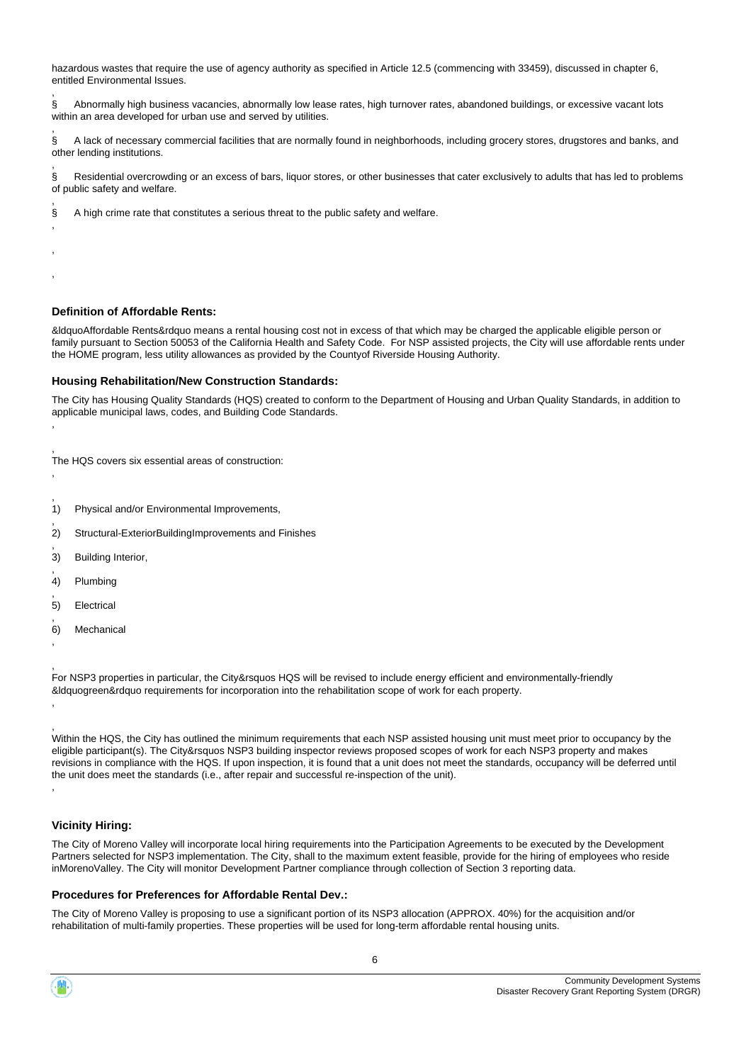hazardous wastes that require the use of agency authority as specified in Article 12.5 (commencing with 33459), discussed in chapter 6, entitled Environmental Issues.

§ Abnormally high business vacancies, abnormally low lease rates, high turnover rates, abandoned buildings, or excessive vacant lots within an area developed for urban use and served by utilities.

§ A lack of necessary commercial facilities that are normally found in neighborhoods, including grocery stores, drugstores and banks, and other lending institutions.

§ Residential overcrowding or an excess of bars, liquor stores, or other businesses that cater exclusively to adults that has led to problems of public safety and welfare.

§ A high crime rate that constitutes a serious threat to the public safety and welfare.

### Definition of Affordable Rents:

&ldquoAffordable Rents&rdquo means a rental housing cost not in excess of that which may be charged the applicable eligible person or family pursuant to Section 50053 of the California Health and Safety Code. For NSP assisted projects, the City will use affordable rents under the HOME program, less utility allowances as provided by the Countyof Riverside Housing Authority.

### Housing Rehabilitation/New Construction Standards:

The City has Housing Quality Standards (HQS) created to conform to the Department of Housing and Urban Quality Standards, in addition to applicable municipal laws, codes, and Building Code Standards.

The HQS covers six essential areas of construction:

1) Physical and/or Environmental Improvements,

2) Structural-ExteriorBuildingImprovements and Finishes

3) Building Interior,

4) Plumbing

5) Electrical

6) Mechanical

For NSP3 properties in particular, the City&rsquos HQS will be revised to include energy efficient and environmentally-friendly &ldquogreen&rdquo requirements for incorporation into the rehabilitation scope of work for each property.

Within the HQS, the City has outlined the minimum requirements that each NSP assisted housing unit must meet prior to occupancy by the eligible participant(s). The City&rsquos NSP3 building inspector reviews proposed scopes of work for each NSP3 property and makes revisions in compliance with the HQS. If upon inspection, it is found that a unit does not meet the standards, occupancy will be deferred until the unit does meet the standards (i.e., after repair and successful re-inspection of the unit).

### Vicinity Hiring:

The City of Moreno Valley will incorporate local hiring requirements into the Participation Agreements to be executed by the Development Partners selected for NSP3 implementation. The City, shall to the maximum extent feasible, provide for the hiring of employees who reside inMorenoValley. The City will monitor Development Partner compliance through collection of Section 3 reporting data.

### Procedures for Preferences for Affordable Rental Dev.:

The City of Moreno Valley is proposing to use a significant portion of its NSP3 allocation (APPROX. 40%) for the acquisition and/or rehabilitation of multi-family properties. These properties will be used for long-term affordable rental housing units.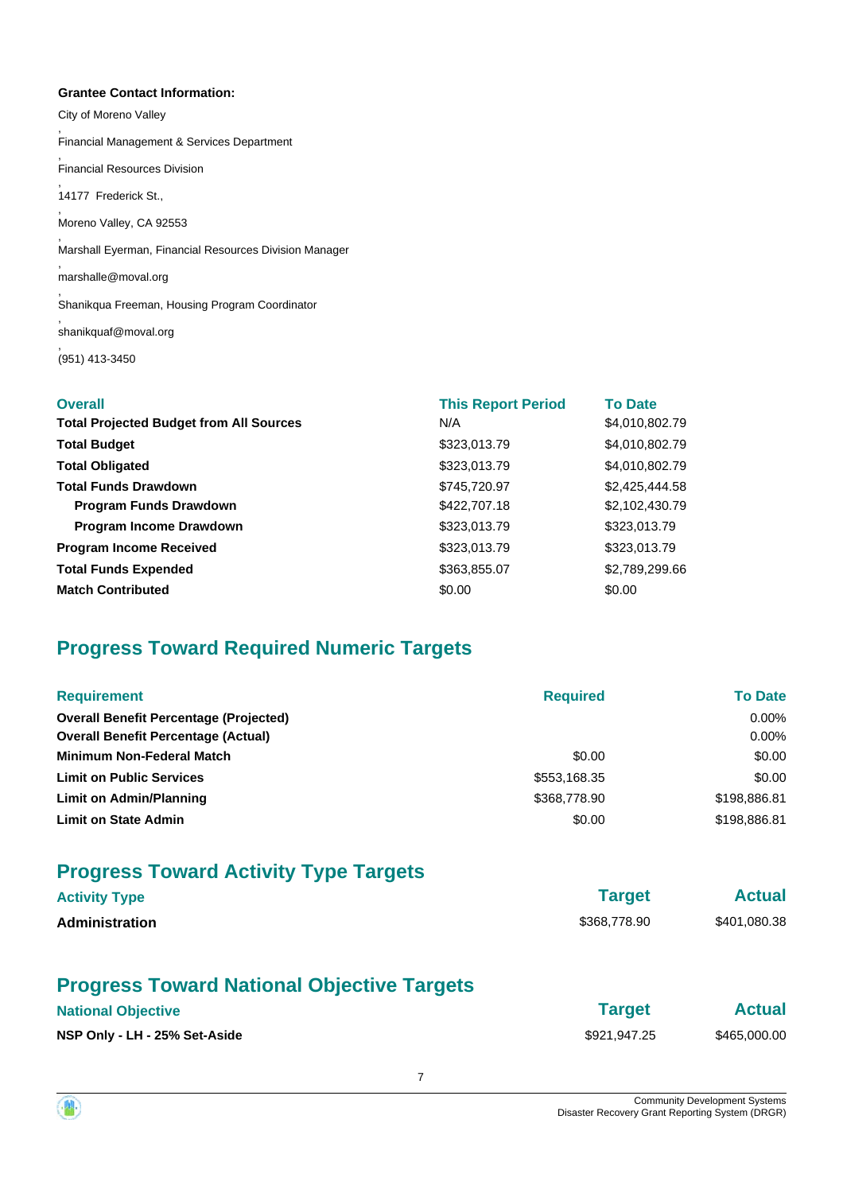**Grantee Contact Information:**

City of Moreno Valley

,

Financial Management & Services Department

,

Financial Resources Division

,

14177 Frederick St.,

,

Moreno Valley, CA 92553

,

Marshall Eyerman, Financial Resources Division Manager

,

marshalle@moval.org

,

Shanikqua Freeman, Housing Program Coordinator

,

shanikquaf@moval.org

,

(951) 413-3450

| Overall | This Report Period | To Date |
|---|---|---|
| **Total Projected Budget from All Sources** | N/A | $4,010,802.79 |
| **Total Budget** | $323,013.79 | $4,010,802.79 |
| **Total Obligated** | $323,013.79 | $4,010,802.79 |
| **Total Funds Drawdown** | $745,720.97 | $2,425,444.58 |
| **Program Funds Drawdown** | $422,707.18 | $2,102,430.79 |
| **Program Income Drawdown** | $323,013.79 | $323,013.79 |
| **Program Income Received** | $323,013.79 | $323,013.79 |
| **Total Funds Expended** | $363,855.07 | $2,789,299.66 |
| **Match Contributed** | $0.00 | $0.00 |

## Progress Toward Required Numeric Targets

| Requirement | Required | To Date |
|---|---|---|
| **Overall Benefit Percentage (Projected)** | | 0.00% |
| **Overall Benefit Percentage (Actual)** | | 0.00% |
| **Minimum Non-Federal Match** | $0.00 | $0.00 |
| **Limit on Public Services** | $553,168.35 | $0.00 |
| **Limit on Admin/Planning** | $368,778.90 | $198,886.81 |
| **Limit on State Admin** | $0.00 | $198,886.81 |

## Progress Toward Activity Type Targets

| Activity Type | Target | Actual |
|---|---|---|
| **Administration** | $368,778.90 | $401,080.38 |

## Progress Toward National Objective Targets

| National Objective | Target | Actual |
|---|---|---|
| **NSP Only - LH - 25% Set-Aside** | $921,947.25 | $465,000.00 |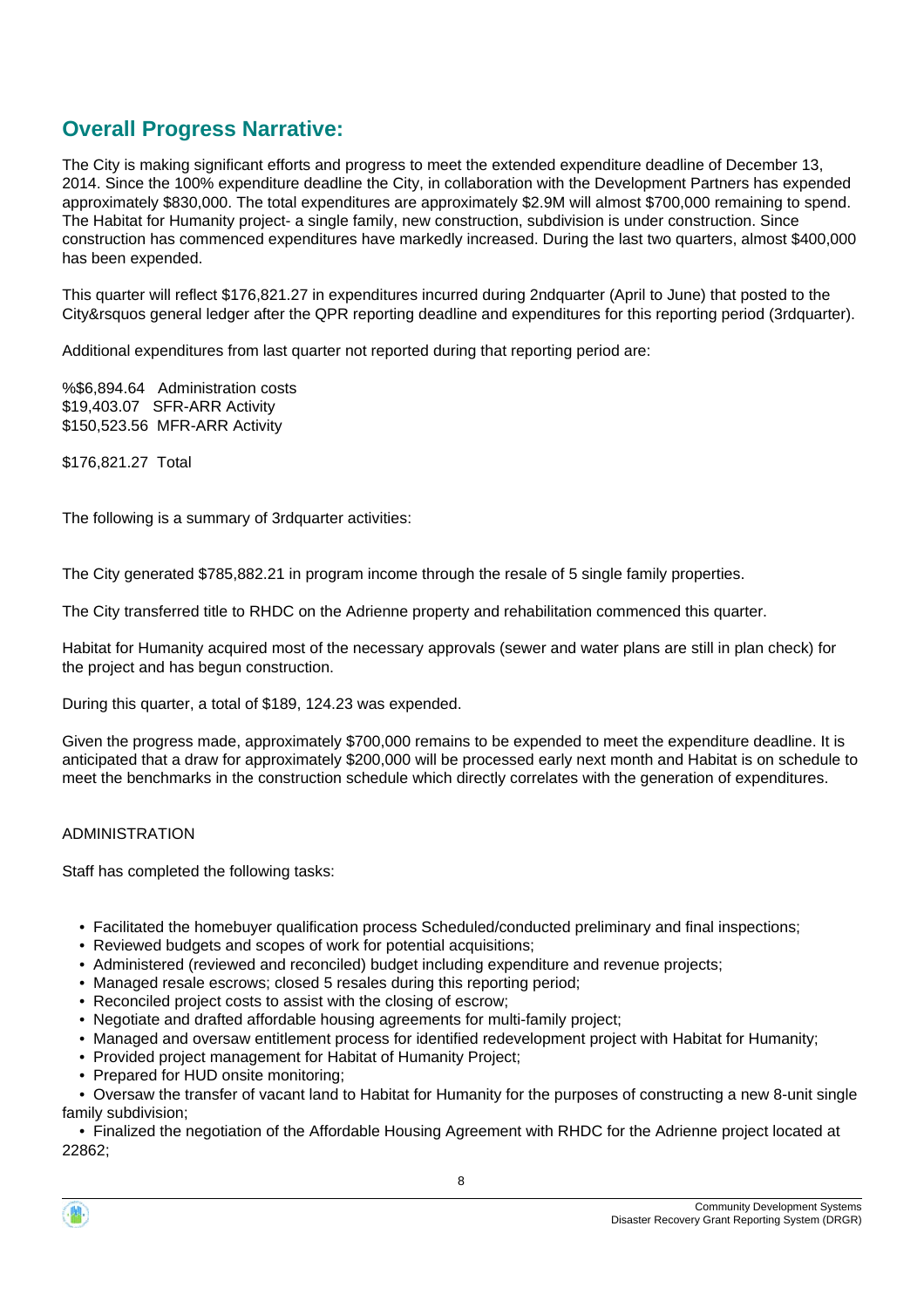## Overall Progress Narrative:

The City is making significant efforts and progress to meet the extended expenditure deadline of December 13, 2014. Since the 100% expenditure deadline the City, in collaboration with the Development Partners has expended approximately $830,000. The total expenditures are approximately $2.9M will almost $700,000 remaining to spend. The Habitat for Humanity project- a single family, new construction, subdivision is under construction. Since construction has commenced expenditures have markedly increased. During the last two quarters, almost $400,000 has been expended.

This quarter will reflect $176,821.27 in expenditures incurred during 2ndquarter (April to June) that posted to the City&rsquos general ledger after the QPR reporting deadline and expenditures for this reporting period (3rdquarter).

Additional expenditures from last quarter not reported during that reporting period are:

%$6,894.64 Administration costs
$19,403.07 SFR-ARR Activity
$150,523.56 MFR-ARR Activity

$176,821.27 Total

The following is a summary of 3rdquarter activities:

The City generated $785,882.21 in program income through the resale of 5 single family properties.

The City transferred title to RHDC on the Adrienne property and rehabilitation commenced this quarter.

Habitat for Humanity acquired most of the necessary approvals (sewer and water plans are still in plan check) for the project and has begun construction.

During this quarter, a total of $189, 124.23 was expended.

Given the progress made, approximately $700,000 remains to be expended to meet the expenditure deadline. It is anticipated that a draw for approximately $200,000 will be processed early next month and Habitat is on schedule to meet the benchmarks in the construction schedule which directly correlates with the generation of expenditures.

ADMINISTRATION

Staff has completed the following tasks:

- Facilitated the homebuyer qualification process Scheduled/conducted preliminary and final inspections;
- Reviewed budgets and scopes of work for potential acquisitions;
- Administered (reviewed and reconciled) budget including expenditure and revenue projects;
- Managed resale escrows; closed 5 resales during this reporting period;
- Reconciled project costs to assist with the closing of escrow;
- Negotiate and drafted affordable housing agreements for multi-family project;
- Managed and oversaw entitlement process for identified redevelopment project with Habitat for Humanity;
- Provided project management for Habitat of Humanity Project;
- Prepared for HUD onsite monitoring;
- Oversaw the transfer of vacant land to Habitat for Humanity for the purposes of constructing a new 8-unit single family subdivision;
- Finalized the negotiation of the Affordable Housing Agreement with RHDC for the Adrienne project located at 22862;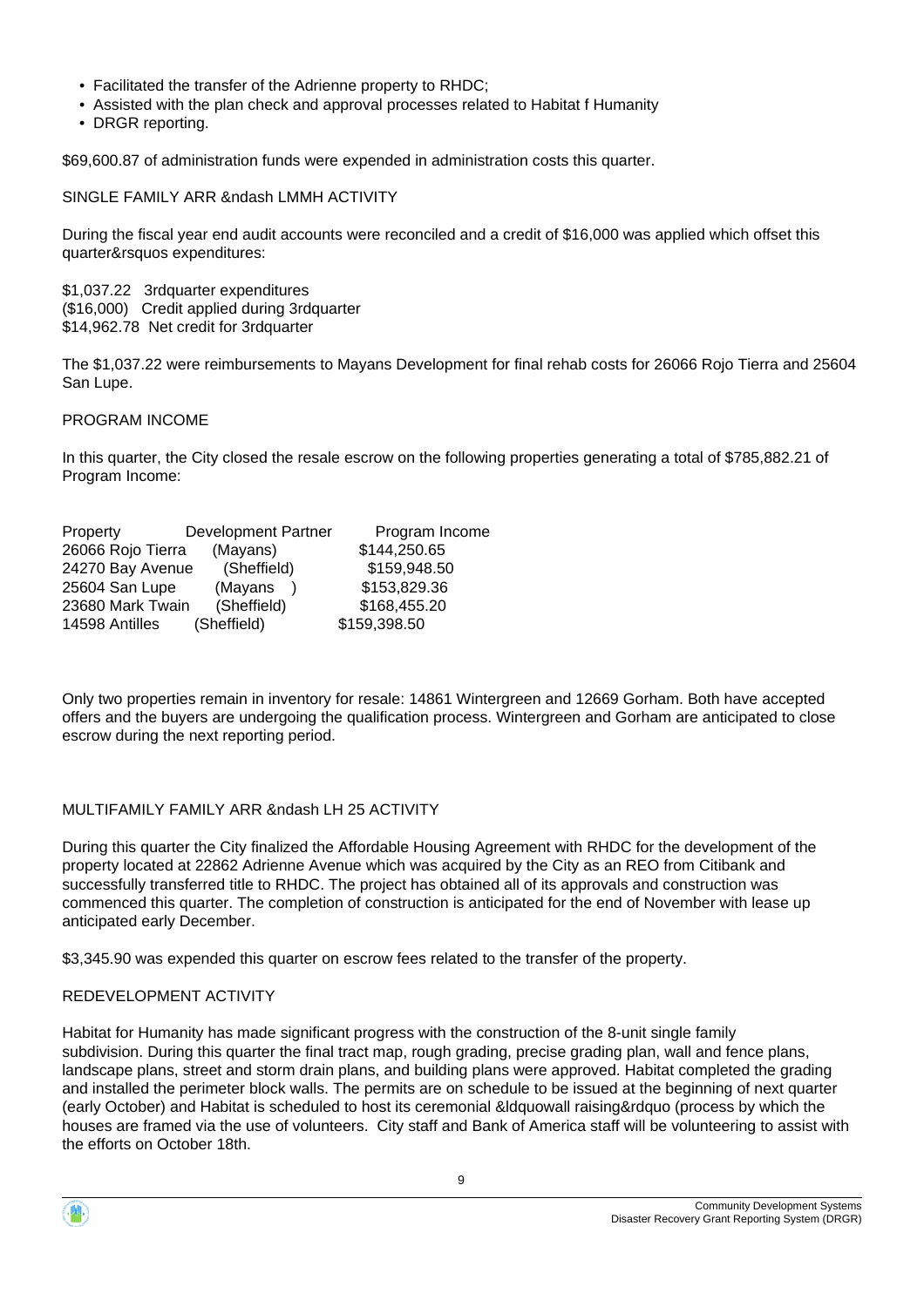- Facilitated the transfer of the Adrienne property to RHDC;
- Assisted with the plan check and approval processes related to Habitat f Humanity
- DRGR reporting.

$69,600.87 of administration funds were expended in administration costs this quarter.

SINGLE FAMILY ARR &ndash LMMH ACTIVITY

During the fiscal year end audit accounts were reconciled and a credit of $16,000 was applied which offset this quarter&rsquos expenditures:

$1,037.22 3rdquarter expenditures
($16,000) Credit applied during 3rdquarter
$14,962.78 Net credit for 3rdquarter

The $1,037.22 were reimbursements to Mayans Development for final rehab costs for 26066 Rojo Tierra and 25604 San Lupe.

PROGRAM INCOME

In this quarter, the City closed the resale escrow on the following properties generating a total of $785,882.21 of Program Income:

| Property | Development Partner | Program Income |
|---|---|---|
| 26066 Rojo Tierra | (Mayans) | $144,250.65 |
| 24270 Bay Avenue | (Sheffield) | $159,948.50 |
| 25604 San Lupe | (Mayans ) | $153,829.36 |
| 23680 Mark Twain | (Sheffield) | $168,455.20 |
| 14598 Antilles | (Sheffield) | $159,398.50 |

Only two properties remain in inventory for resale: 14861 Wintergreen and 12669 Gorham. Both have accepted offers and the buyers are undergoing the qualification process. Wintergreen and Gorham are anticipated to close escrow during the next reporting period.

MULTIFAMILY FAMILY ARR &ndash LH 25 ACTIVITY

During this quarter the City finalized the Affordable Housing Agreement with RHDC for the development of the property located at 22862 Adrienne Avenue which was acquired by the City as an REO from Citibank and successfully transferred title to RHDC. The project has obtained all of its approvals and construction was commenced this quarter. The completion of construction is anticipated for the end of November with lease up anticipated early December.

$3,345.90 was expended this quarter on escrow fees related to the transfer of the property.

REDEVELOPMENT ACTIVITY

Habitat for Humanity has made significant progress with the construction of the 8-unit single family subdivision. During this quarter the final tract map, rough grading, precise grading plan, wall and fence plans, landscape plans, street and storm drain plans, and building plans were approved. Habitat completed the grading and installed the perimeter block walls. The permits are on schedule to be issued at the beginning of next quarter (early October) and Habitat is scheduled to host its ceremonial &ldquowall raising&rdquo (process by which the houses are framed via the use of volunteers. City staff and Bank of America staff will be volunteering to assist with the efforts on October 18th.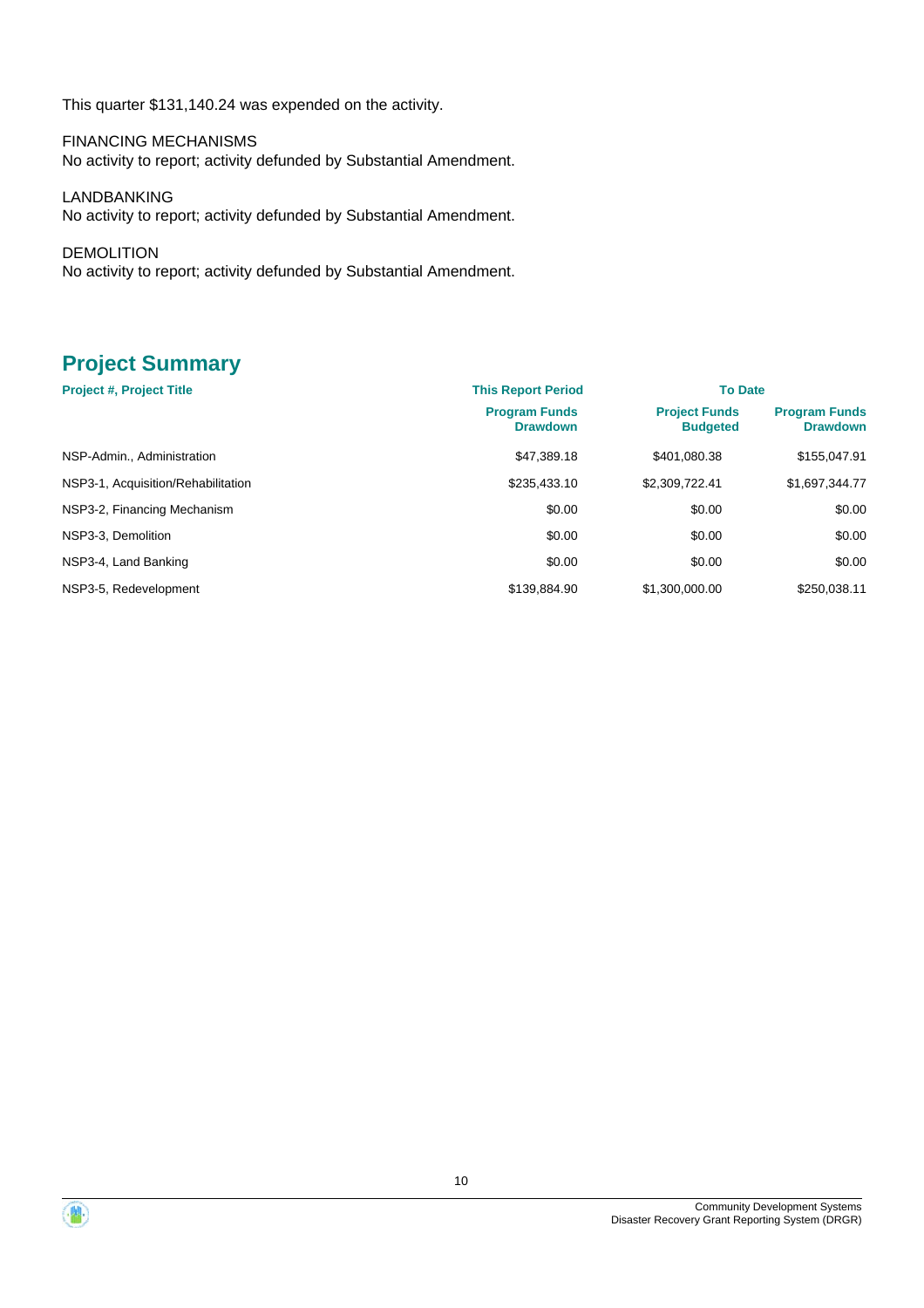This quarter $131,140.24 was expended on the activity.

FINANCING MECHANISMS
No activity to report; activity defunded by Substantial Amendment.

LANDBANKING
No activity to report; activity defunded by Substantial Amendment.

DEMOLITION
No activity to report; activity defunded by Substantial Amendment.

## Project Summary

| Project #, Project Title | This Report Period | To Date | |
|---|---|---|---|
| | Program Funds Drawdown | Project Funds Budgeted | Program Funds Drawdown |
| NSP-Admin., Administration | $47,389.18 | $401,080.38 | $155,047.91 |
| NSP3-1, Acquisition/Rehabilitation | $235,433.10 | $2,309,722.41 | $1,697,344.77 |
| NSP3-2, Financing Mechanism | $0.00 | $0.00 | $0.00 |
| NSP3-3, Demolition | $0.00 | $0.00 | $0.00 |
| NSP3-4, Land Banking | $0.00 | $0.00 | $0.00 |
| NSP3-5, Redevelopment | $139,884.90 | $1,300,000.00 | $250,038.11 |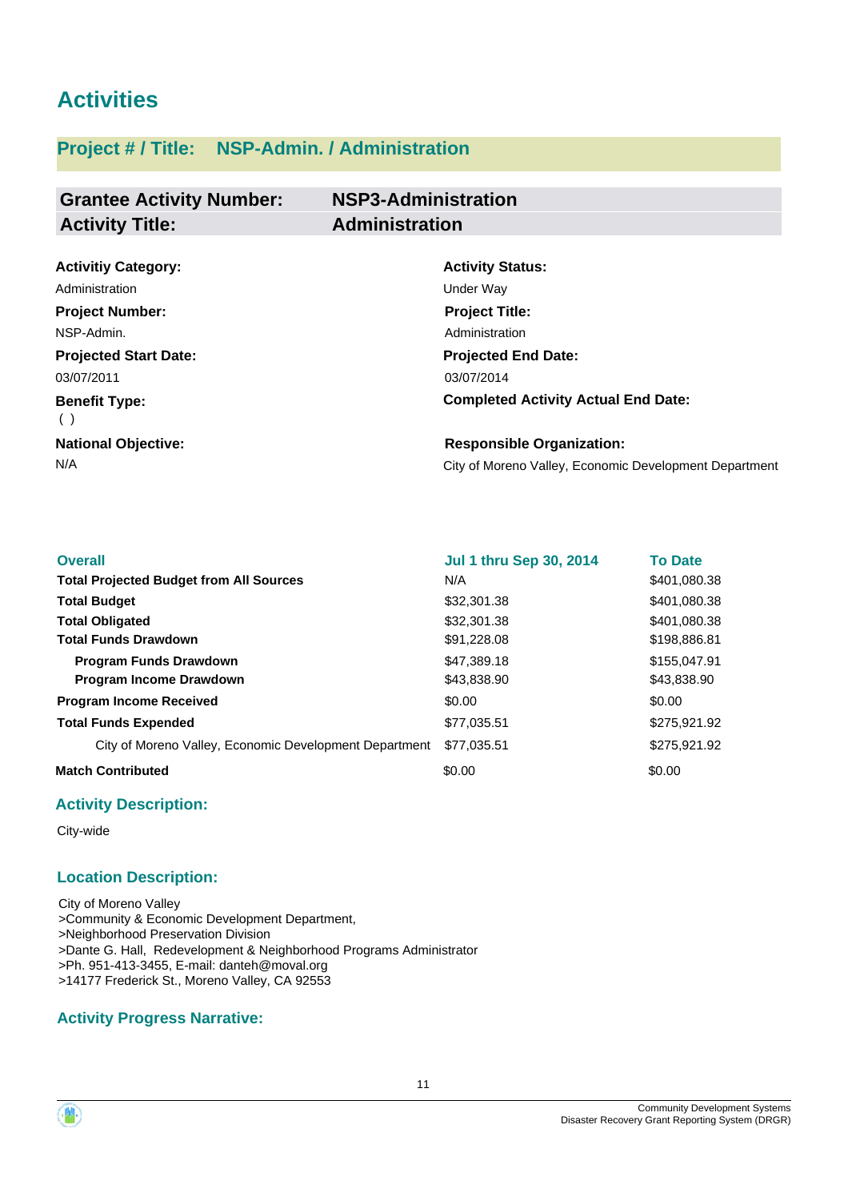# Activities

## Project # / Title: NSP-Admin. / Administration

| **Grantee Activity Number:** | **NSP3-Administration** |
|---|---|
| **Activity Title:** | **Administration** |

**Activitiy Category:**
Administration

**Activity Status:**
Under Way

**Project Number:**
NSP-Admin.

**Project Title:**
Administration

**Projected Start Date:**
03/07/2011

**Projected End Date:**
03/07/2014

**Benefit Type:**
( )

**Completed Activity Actual End Date:**

**National Objective:**
N/A

**Responsible Organization:**
City of Moreno Valley, Economic Development Department

| Overall | Jul 1 thru Sep 30, 2014 | To Date |
|---|---|---|
| **Total Projected Budget from All Sources** | N/A | $401,080.38 |
| **Total Budget** | $32,301.38 | $401,080.38 |
| **Total Obligated** | $32,301.38 | $401,080.38 |
| **Total Funds Drawdown** | $91,228.08 | $198,886.81 |
| **Program Funds Drawdown** | $47,389.18 | $155,047.91 |
| **Program Income Drawdown** | $43,838.90 | $43,838.90 |
| **Program Income Received** | $0.00 | $0.00 |
| **Total Funds Expended** | $77,035.51 | $275,921.92 |
| City of Moreno Valley, Economic Development Department | $77,035.51 | $275,921.92 |
| **Match Contributed** | $0.00 | $0.00 |

### Activity Description:

City-wide

### Location Description:

City of Moreno Valley
>Community & Economic Development Department,
>Neighborhood Preservation Division
>Dante G. Hall, Redevelopment & Neighborhood Programs Administrator
>Ph. 951-413-3455, E-mail: danteh@moval.org
>14177 Frederick St., Moreno Valley, CA 92553

### Activity Progress Narrative: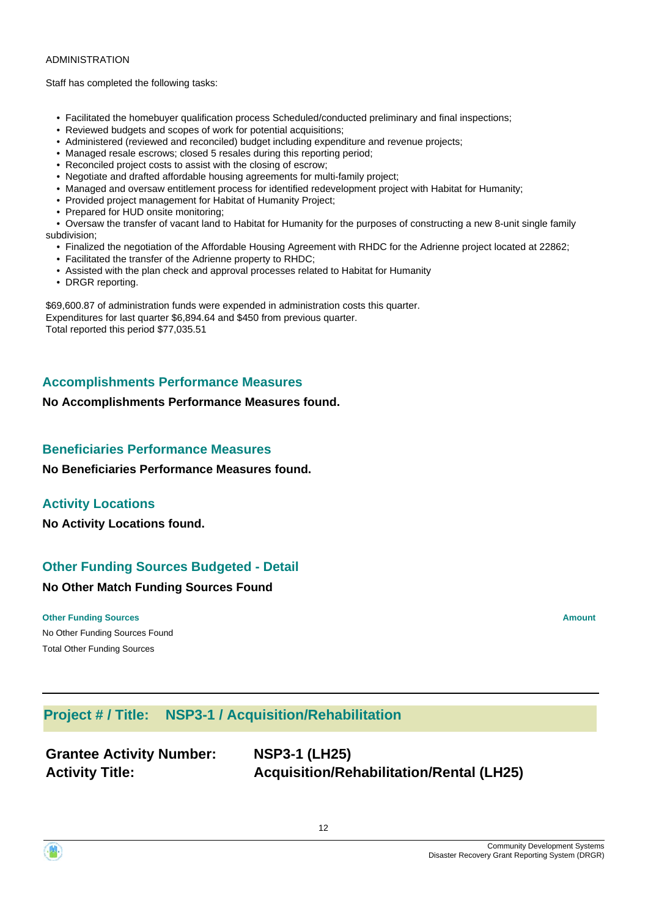ADMINISTRATION

Staff has completed the following tasks:

- Facilitated the homebuyer qualification process Scheduled/conducted preliminary and final inspections;
- Reviewed budgets and scopes of work for potential acquisitions;
- Administered (reviewed and reconciled) budget including expenditure and revenue projects;
- Managed resale escrows; closed 5 resales during this reporting period;
- Reconciled project costs to assist with the closing of escrow;
- Negotiate and drafted affordable housing agreements for multi-family project;
- Managed and oversaw entitlement process for identified redevelopment project with Habitat for Humanity;
- Provided project management for Habitat of Humanity Project;
- Prepared for HUD onsite monitoring;
- Oversaw the transfer of vacant land to Habitat for Humanity for the purposes of constructing a new 8-unit single family subdivision;
- Finalized the negotiation of the Affordable Housing Agreement with RHDC for the Adrienne project located at 22862;
- Facilitated the transfer of the Adrienne property to RHDC;
- Assisted with the plan check and approval processes related to Habitat for Humanity
- DRGR reporting.

$69,600.87 of administration funds were expended in administration costs this quarter.
Expenditures for last quarter $6,894.64 and $450 from previous quarter.
Total reported this period $77,035.51

## Accomplishments Performance Measures

**No Accomplishments Performance Measures found.**

## Beneficiaries Performance Measures

**No Beneficiaries Performance Measures found.**

## Activity Locations

**No Activity Locations found.**

## Other Funding Sources Budgeted - Detail

**No Other Match Funding Sources Found**

| Other Funding Sources | Amount |
|---|---|
| No Other Funding Sources Found | |
| Total Other Funding Sources | |

## Project # / Title: NSP3-1 / Acquisition/Rehabilitation

**Grantee Activity Number:** **NSP3-1 (LH25)**
**Activity Title:** **Acquisition/Rehabilitation/Rental (LH25)**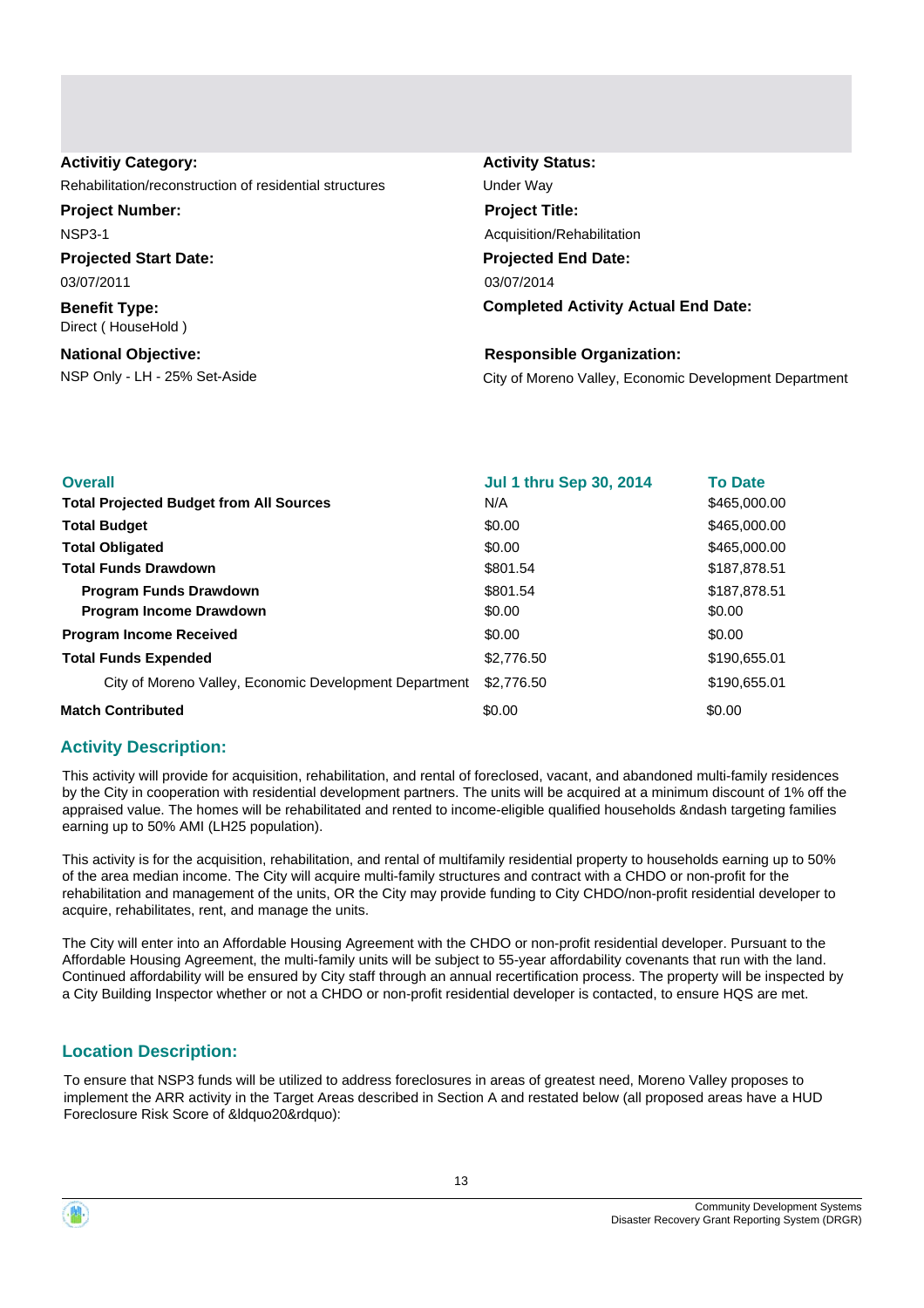**Activitiy Category:**
Rehabilitation/reconstruction of residential structures

**Activity Status:**
Under Way

**Project Number:**
NSP3-1

**Project Title:**
Acquisition/Rehabilitation

**Projected Start Date:**
03/07/2011

**Projected End Date:**
03/07/2014

**Benefit Type:**
Direct ( HouseHold )

**Completed Activity Actual End Date:**

**National Objective:**
NSP Only - LH - 25% Set-Aside

**Responsible Organization:**
City of Moreno Valley, Economic Development Department

| Overall | Jul 1 thru Sep 30, 2014 | To Date |
|---|---|---|
| **Total Projected Budget from All Sources** | N/A | $465,000.00 |
| **Total Budget** | $0.00 | $465,000.00 |
| **Total Obligated** | $0.00 | $465,000.00 |
| **Total Funds Drawdown** | $801.54 | $187,878.51 |
| **Program Funds Drawdown** | $801.54 | $187,878.51 |
| **Program Income Drawdown** | $0.00 | $0.00 |
| **Program Income Received** | $0.00 | $0.00 |
| **Total Funds Expended** | $2,776.50 | $190,655.01 |
| City of Moreno Valley, Economic Development Department | $2,776.50 | $190,655.01 |
| **Match Contributed** | $0.00 | $0.00 |

## Activity Description:

This activity will provide for acquisition, rehabilitation, and rental of foreclosed, vacant, and abandoned multi-family residences by the City in cooperation with residential development partners. The units will be acquired at a minimum discount of 1% off the appraised value. The homes will be rehabilitated and rented to income-eligible qualified households &ndash targeting families earning up to 50% AMI (LH25 population).

This activity is for the acquisition, rehabilitation, and rental of multifamily residential property to households earning up to 50% of the area median income. The City will acquire multi-family structures and contract with a CHDO or non-profit for the rehabilitation and management of the units, OR the City may provide funding to City CHDO/non-profit residential developer to acquire, rehabilitates, rent, and manage the units.

The City will enter into an Affordable Housing Agreement with the CHDO or non-profit residential developer. Pursuant to the Affordable Housing Agreement, the multi-family units will be subject to 55-year affordability covenants that run with the land. Continued affordability will be ensured by City staff through an annual recertification process. The property will be inspected by a City Building Inspector whether or not a CHDO or non-profit residential developer is contacted, to ensure HQS are met.

## Location Description:

To ensure that NSP3 funds will be utilized to address foreclosures in areas of greatest need, Moreno Valley proposes to implement the ARR activity in the Target Areas described in Section A and restated below (all proposed areas have a HUD Foreclosure Risk Score of &ldquo20&rdquo):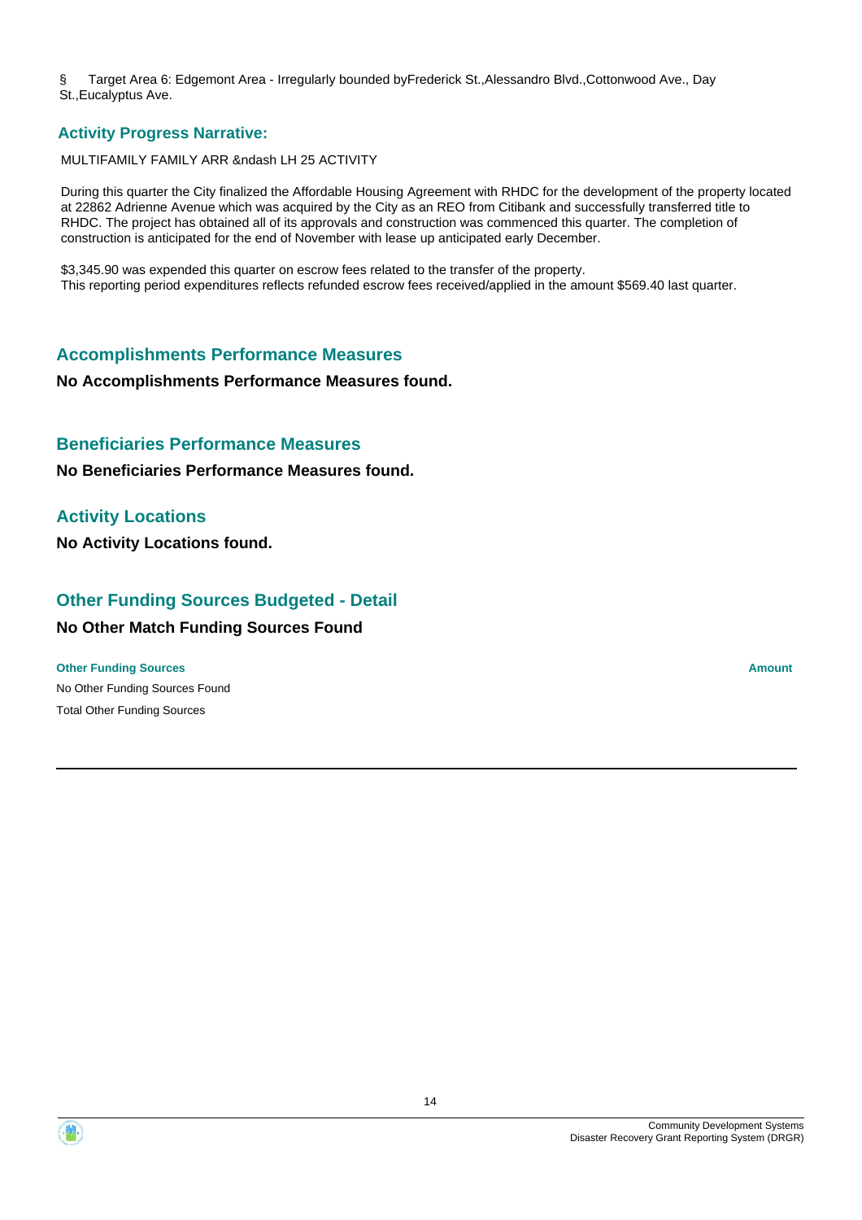§ Target Area 6: Edgemont Area - Irregularly bounded byFrederick St.,Alessandro Blvd.,Cottonwood Ave., Day St.,Eucalyptus Ave.

## Activity Progress Narrative:

MULTIFAMILY FAMILY ARR &ndash LH 25 ACTIVITY

During this quarter the City finalized the Affordable Housing Agreement with RHDC for the development of the property located at 22862 Adrienne Avenue which was acquired by the City as an REO from Citibank and successfully transferred title to RHDC. The project has obtained all of its approvals and construction was commenced this quarter. The completion of construction is anticipated for the end of November with lease up anticipated early December.

$3,345.90 was expended this quarter on escrow fees related to the transfer of the property.
This reporting period expenditures reflects refunded escrow fees received/applied in the amount $569.40 last quarter.

## Accomplishments Performance Measures

**No Accomplishments Performance Measures found.**

## Beneficiaries Performance Measures

**No Beneficiaries Performance Measures found.**

## Activity Locations

**No Activity Locations found.**

## Other Funding Sources Budgeted - Detail

**No Other Match Funding Sources Found**

| Other Funding Sources | Amount |
| --- | --- |
| No Other Funding Sources Found | |
| Total Other Funding Sources | |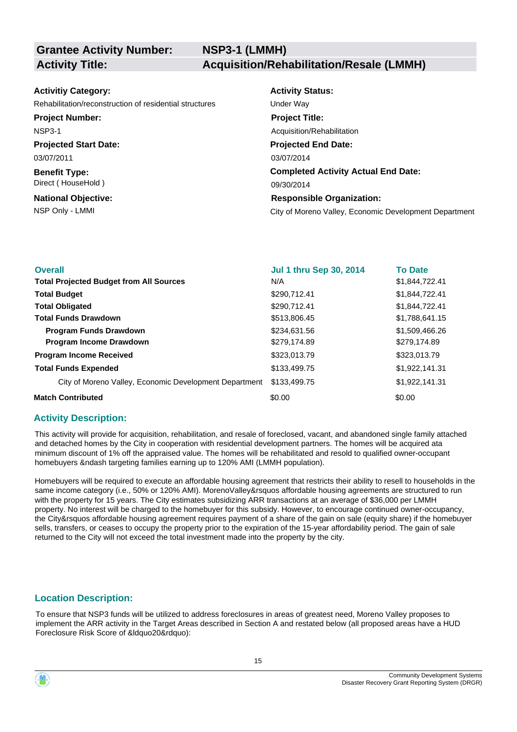| | |
|---|---|
| **Grantee Activity Number:** | **NSP3-1 (LMMH)** |
| **Activity Title:** | **Acquisition/Rehabilitation/Resale (LMMH)** |

**Activitiy Category:**
Rehabilitation/reconstruction of residential structures

**Activity Status:**
Under Way

**Project Number:**
NSP3-1

**Project Title:**
Acquisition/Rehabilitation

**Projected Start Date:**
03/07/2011

**Projected End Date:**
03/07/2014

**Benefit Type:**
Direct ( HouseHold )

**Completed Activity Actual End Date:**
09/30/2014

**National Objective:**
NSP Only - LMMI

**Responsible Organization:**
City of Moreno Valley, Economic Development Department

| Overall | Jul 1 thru Sep 30, 2014 | To Date |
|---|---|---|
| **Total Projected Budget from All Sources** | N/A | $1,844,722.41 |
| **Total Budget** | $290,712.41 | $1,844,722.41 |
| **Total Obligated** | $290,712.41 | $1,844,722.41 |
| **Total Funds Drawdown** | $513,806.45 | $1,788,641.15 |
| **Program Funds Drawdown** | $234,631.56 | $1,509,466.26 |
| **Program Income Drawdown** | $279,174.89 | $279,174.89 |
| **Program Income Received** | $323,013.79 | $323,013.79 |
| **Total Funds Expended** | $133,499.75 | $1,922,141.31 |
| City of Moreno Valley, Economic Development Department | $133,499.75 | $1,922,141.31 |
| **Match Contributed** | $0.00 | $0.00 |

## Activity Description:

This activity will provide for acquisition, rehabilitation, and resale of foreclosed, vacant, and abandoned single family attached and detached homes by the City in cooperation with residential development partners. The homes will be acquired ata minimum discount of 1% off the appraised value. The homes will be rehabilitated and resold to qualified owner-occupant homebuyers &ndash targeting families earning up to 120% AMI (LMMH population).

Homebuyers will be required to execute an affordable housing agreement that restricts their ability to resell to households in the same income category (i.e., 50% or 120% AMI). MorenoValley&rsquos affordable housing agreements are structured to run with the property for 15 years. The City estimates subsidizing ARR transactions at an average of $36,000 per LMMH property. No interest will be charged to the homebuyer for this subsidy. However, to encourage continued owner-occupancy, the City&rsquos affordable housing agreement requires payment of a share of the gain on sale (equity share) if the homebuyer sells, transfers, or ceases to occupy the property prior to the expiration of the 15-year affordability period. The gain of sale returned to the City will not exceed the total investment made into the property by the city.

## Location Description:

To ensure that NSP3 funds will be utilized to address foreclosures in areas of greatest need, Moreno Valley proposes to implement the ARR activity in the Target Areas described in Section A and restated below (all proposed areas have a HUD Foreclosure Risk Score of &ldquo20&rdquo):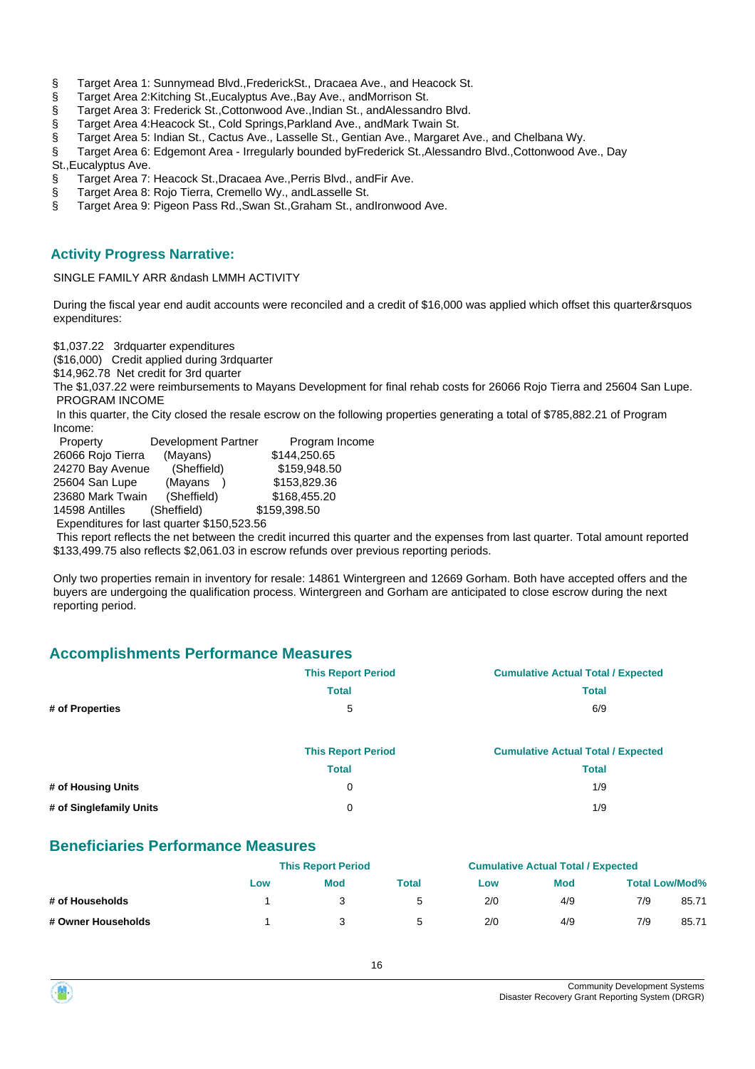- § Target Area 1: Sunnymead Blvd.,FrederickSt., Dracaea Ave., and Heacock St.
- § Target Area 2:Kitching St.,Eucalyptus Ave.,Bay Ave., andMorrison St.
- § Target Area 3: Frederick St.,Cottonwood Ave.,Indian St., andAlessandro Blvd.
- § Target Area 4:Heacock St., Cold Springs,Parkland Ave., andMark Twain St.
- § Target Area 5: Indian St., Cactus Ave., Lasselle St., Gentian Ave., Margaret Ave., and Chelbana Wy.
- § Target Area 6: Edgemont Area - Irregularly bounded byFrederick St.,Alessandro Blvd.,Cottonwood Ave., Day St.,Eucalyptus Ave.
- § Target Area 7: Heacock St.,Dracaea Ave.,Perris Blvd., andFir Ave.
- § Target Area 8: Rojo Tierra, Cremello Wy., andLasselle St.
- § Target Area 9: Pigeon Pass Rd.,Swan St.,Graham St., andIronwood Ave.

## Activity Progress Narrative:

SINGLE FAMILY ARR &ndash LMMH ACTIVITY

During the fiscal year end audit accounts were reconciled and a credit of $16,000 was applied which offset this quarter&rsquos expenditures:

$1,037.22 3rdquarter expenditures
($16,000) Credit applied during 3rdquarter
$14,962.78 Net credit for 3rd quarter
The $1,037.22 were reimbursements to Mayans Development for final rehab costs for 26066 Rojo Tierra and 25604 San Lupe.
PROGRAM INCOME
In this quarter, the City closed the resale escrow on the following properties generating a total of $785,882.21 of Program Income:

| Property | Development Partner | Program Income |
|---|---|---|
| 26066 Rojo Tierra | (Mayans) | $144,250.65 |
| 24270 Bay Avenue | (Sheffield) | $159,948.50 |
| 25604 San Lupe | (Mayans ) | $153,829.36 |
| 23680 Mark Twain | (Sheffield) | $168,455.20 |
| 14598 Antilles | (Sheffield) | $159,398.50 |

Expenditures for last quarter $150,523.56
This report reflects the net between the credit incurred this quarter and the expenses from last quarter. Total amount reported $133,499.75 also reflects $2,061.03 in escrow refunds over previous reporting periods.

Only two properties remain in inventory for resale: 14861 Wintergreen and 12669 Gorham. Both have accepted offers and the buyers are undergoing the qualification process. Wintergreen and Gorham are anticipated to close escrow during the next reporting period.

## Accomplishments Performance Measures

| | This Report Period Total | Cumulative Actual Total / Expected Total |
|---|---|---|
| # of Properties | 5 | 6/9 |

| | This Report Period Total | Cumulative Actual Total / Expected Total |
|---|---|---|
| # of Housing Units | 0 | 1/9 |
| # of Singlefamily Units | 0 | 1/9 |

## Beneficiaries Performance Measures

| | This Report Period | | | Cumulative Actual Total / Expected | | | |
|---|---|---|---|---|---|---|---|
| | Low | Mod | Total | Low | Mod | Total Low/Mod% | |
| # of Households | 1 | 3 | 5 | 2/0 | 4/9 | 7/9 | 85.71 |
| # Owner Households | 1 | 3 | 5 | 2/0 | 4/9 | 7/9 | 85.71 |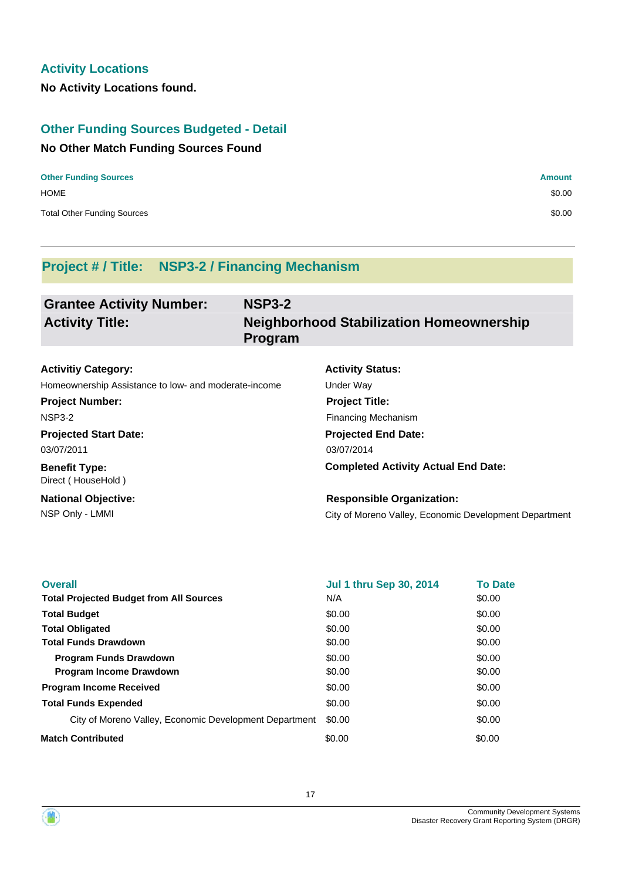## Activity Locations

**No Activity Locations found.**

## Other Funding Sources Budgeted - Detail

**No Other Match Funding Sources Found**

| Other Funding Sources | Amount |
|---|---|
| HOME | $0.00 |
| Total Other Funding Sources | $0.00 |

---

## Project # / Title: NSP3-2 / Financing Mechanism

| | |
|---|---|
| **Grantee Activity Number:** | **NSP3-2** |
| **Activity Title:** | **Neighborhood Stabilization Homeownership Program** |

**Activitiy Category:**
Homeownership Assistance to low- and moderate-income

**Activity Status:**
Under Way

**Project Number:**
NSP3-2

**Project Title:**
Financing Mechanism

**Projected Start Date:**
03/07/2011

**Projected End Date:**
03/07/2014

**Benefit Type:**
Direct ( HouseHold )

**Completed Activity Actual End Date:**

**National Objective:**
NSP Only - LMMI

**Responsible Organization:**
City of Moreno Valley, Economic Development Department

| Overall | Jul 1 thru Sep 30, 2014 | To Date |
|---|---|---|
| **Total Projected Budget from All Sources** | N/A | $0.00 |
| **Total Budget** | $0.00 | $0.00 |
| **Total Obligated** | $0.00 | $0.00 |
| **Total Funds Drawdown** | $0.00 | $0.00 |
| **Program Funds Drawdown** | $0.00 | $0.00 |
| **Program Income Drawdown** | $0.00 | $0.00 |
| **Program Income Received** | $0.00 | $0.00 |
| **Total Funds Expended** | $0.00 | $0.00 |
| City of Moreno Valley, Economic Development Department | $0.00 | $0.00 |
| **Match Contributed** | $0.00 | $0.00 |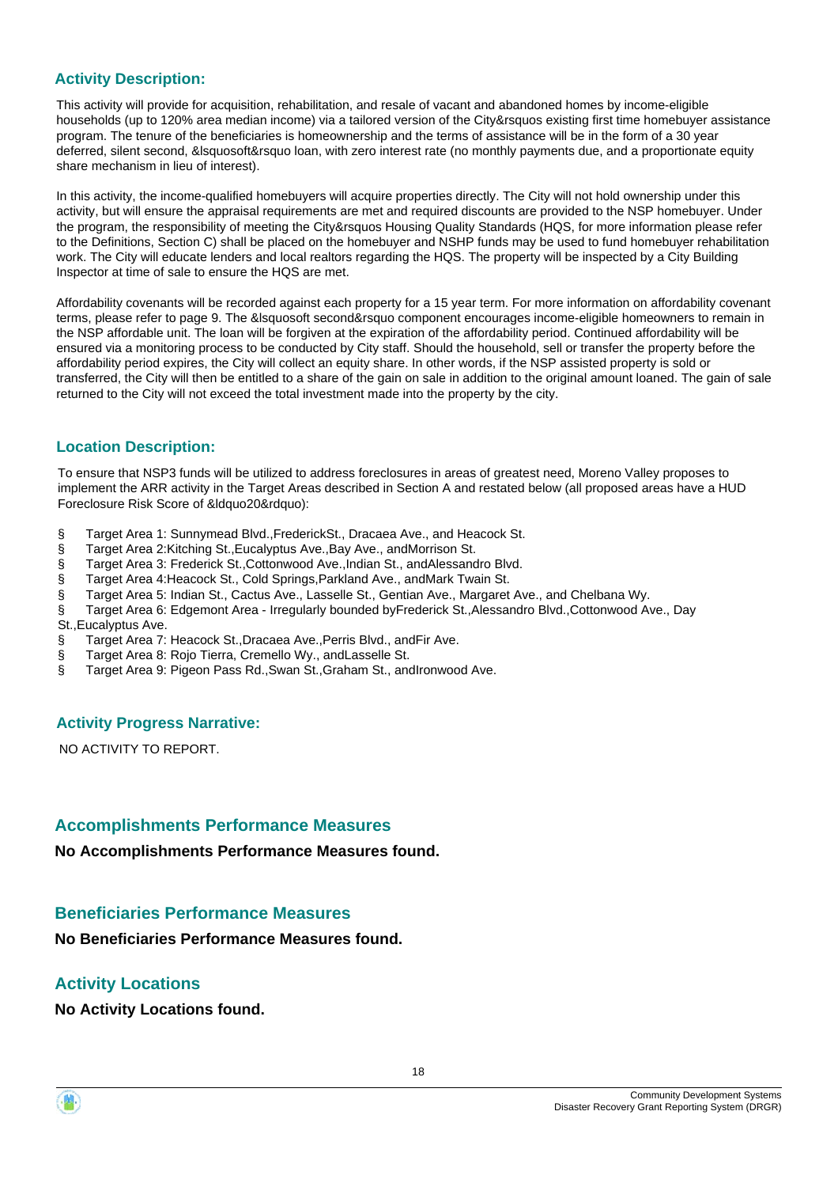### Activity Description:

This activity will provide for acquisition, rehabilitation, and resale of vacant and abandoned homes by income-eligible households (up to 120% area median income) via a tailored version of the City&rsquos existing first time homebuyer assistance program. The tenure of the beneficiaries is homeownership and the terms of assistance will be in the form of a 30 year deferred, silent second, &lsquosoft&rsquo loan, with zero interest rate (no monthly payments due, and a proportionate equity share mechanism in lieu of interest).

In this activity, the income-qualified homebuyers will acquire properties directly. The City will not hold ownership under this activity, but will ensure the appraisal requirements are met and required discounts are provided to the NSP homebuyer. Under the program, the responsibility of meeting the City&rsquos Housing Quality Standards (HQS, for more information please refer to the Definitions, Section C) shall be placed on the homebuyer and NSHP funds may be used to fund homebuyer rehabilitation work. The City will educate lenders and local realtors regarding the HQS. The property will be inspected by a City Building Inspector at time of sale to ensure the HQS are met.

Affordability covenants will be recorded against each property for a 15 year term. For more information on affordability covenant terms, please refer to page 9. The &lsquosoft second&rsquo component encourages income-eligible homeowners to remain in the NSP affordable unit. The loan will be forgiven at the expiration of the affordability period. Continued affordability will be ensured via a monitoring process to be conducted by City staff. Should the household, sell or transfer the property before the affordability period expires, the City will collect an equity share. In other words, if the NSP assisted property is sold or transferred, the City will then be entitled to a share of the gain on sale in addition to the original amount loaned. The gain of sale returned to the City will not exceed the total investment made into the property by the city.

### Location Description:

To ensure that NSP3 funds will be utilized to address foreclosures in areas of greatest need, Moreno Valley proposes to implement the ARR activity in the Target Areas described in Section A and restated below (all proposed areas have a HUD Foreclosure Risk Score of &ldquo20&rdquo):

§ Target Area 1: Sunnymead Blvd.,FrederickSt., Dracaea Ave., and Heacock St.
§ Target Area 2:Kitching St.,Eucalyptus Ave.,Bay Ave., andMorrison St.
§ Target Area 3: Frederick St.,Cottonwood Ave.,Indian St., andAlessandro Blvd.
§ Target Area 4:Heacock St., Cold Springs,Parkland Ave., andMark Twain St.
§ Target Area 5: Indian St., Cactus Ave., Lasselle St., Gentian Ave., Margaret Ave., and Chelbana Wy.
§ Target Area 6: Edgemont Area - Irregularly bounded byFrederick St.,Alessandro Blvd.,Cottonwood Ave., Day St.,Eucalyptus Ave.
§ Target Area 7: Heacock St.,Dracaea Ave.,Perris Blvd., andFir Ave.
§ Target Area 8: Rojo Tierra, Cremello Wy., andLasselle St.
§ Target Area 9: Pigeon Pass Rd.,Swan St.,Graham St., andIronwood Ave.

### Activity Progress Narrative:

NO ACTIVITY TO REPORT.

### Accomplishments Performance Measures

**No Accomplishments Performance Measures found.**

### Beneficiaries Performance Measures

**No Beneficiaries Performance Measures found.**

### Activity Locations

**No Activity Locations found.**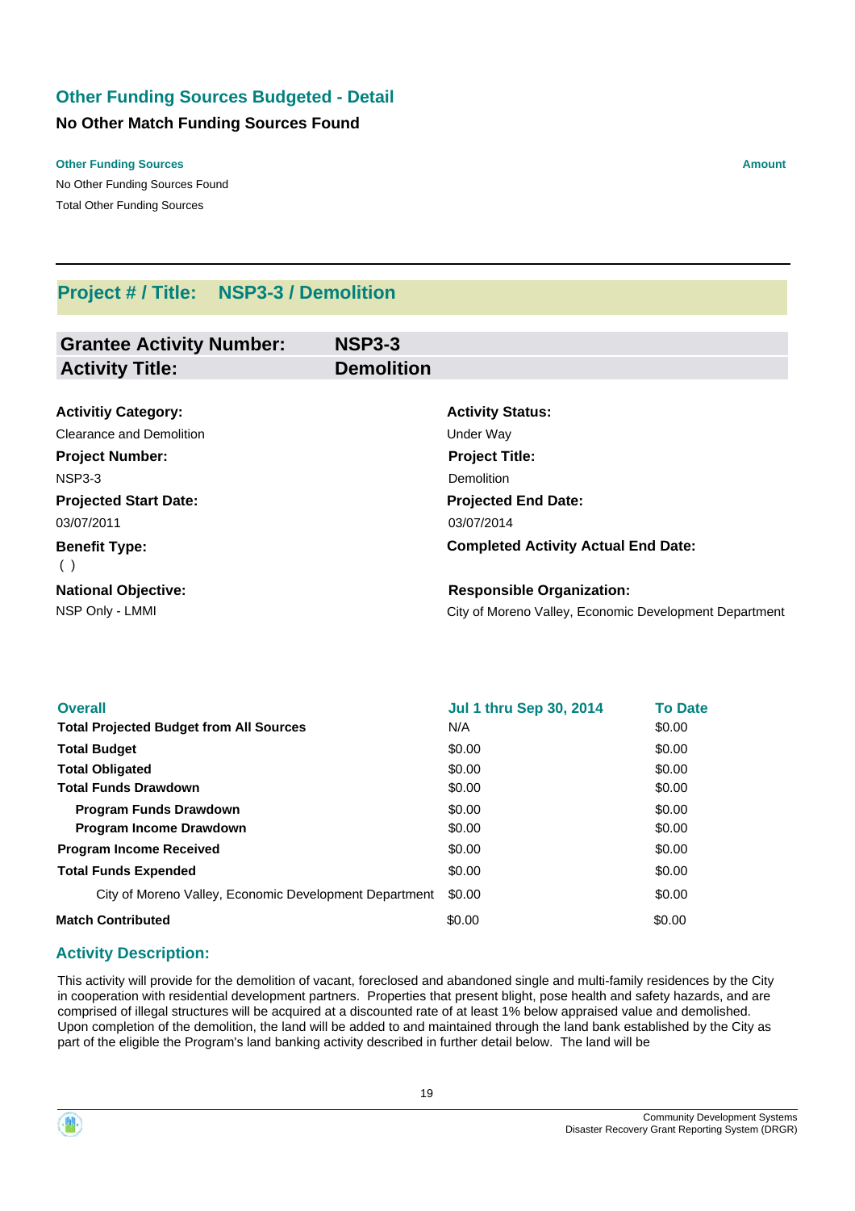## Other Funding Sources Budgeted - Detail

### No Other Match Funding Sources Found

| Other Funding Sources | Amount |
|---|---|
| No Other Funding Sources Found | |
| Total Other Funding Sources | |

## Project # / Title: NSP3-3 / Demolition

| | |
|---|---|
| **Grantee Activity Number:** | **NSP3-3** |
| **Activity Title:** | **Demolition** |

**Activitiy Category:**
Clearance and Demolition

**Activity Status:**
Under Way

**Project Number:**
NSP3-3

**Project Title:**
Demolition

**Projected Start Date:**
03/07/2011

**Projected End Date:**
03/07/2014

**Benefit Type:**
( )

**Completed Activity Actual End Date:**

**National Objective:**
NSP Only - LMMI

**Responsible Organization:**
City of Moreno Valley, Economic Development Department

| Overall | Jul 1 thru Sep 30, 2014 | To Date |
|---|---|---|
| **Total Projected Budget from All Sources** | N/A | $0.00 |
| **Total Budget** | $0.00 | $0.00 |
| **Total Obligated** | $0.00 | $0.00 |
| **Total Funds Drawdown** | $0.00 | $0.00 |
| **Program Funds Drawdown** | $0.00 | $0.00 |
| **Program Income Drawdown** | $0.00 | $0.00 |
| **Program Income Received** | $0.00 | $0.00 |
| **Total Funds Expended** | $0.00 | $0.00 |
| City of Moreno Valley, Economic Development Department | $0.00 | $0.00 |
| **Match Contributed** | $0.00 | $0.00 |

### Activity Description:

This activity will provide for the demolition of vacant, foreclosed and abandoned single and multi-family residences by the City in cooperation with residential development partners. Properties that present blight, pose health and safety hazards, and are comprised of illegal structures will be acquired at a discounted rate of at least 1% below appraised value and demolished. Upon completion of the demolition, the land will be added to and maintained through the land bank established by the City as part of the eligible the Program's land banking activity described in further detail below. The land will be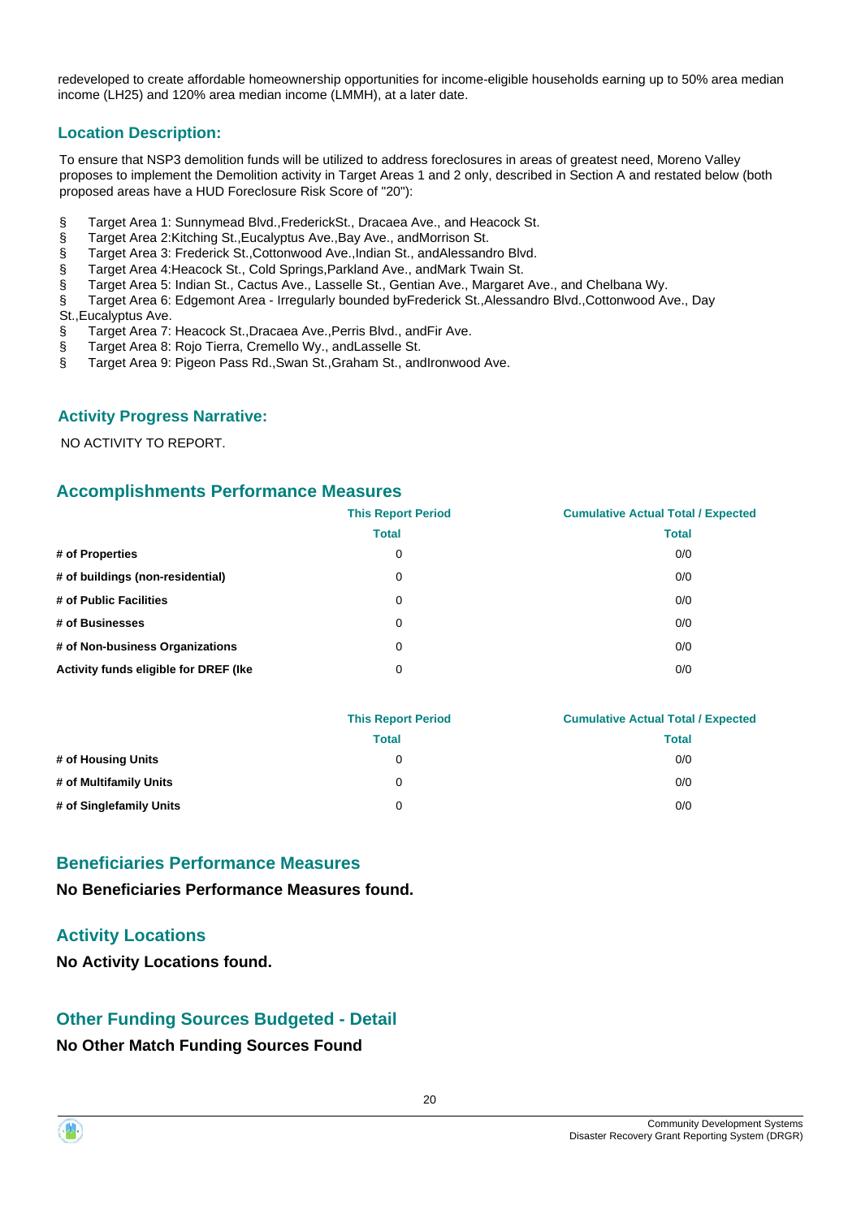redeveloped to create affordable homeownership opportunities for income-eligible households earning up to 50% area median income (LH25) and 120% area median income (LMMH), at a later date.

## Location Description:

To ensure that NSP3 demolition funds will be utilized to address foreclosures in areas of greatest need, Moreno Valley proposes to implement the Demolition activity in Target Areas 1 and 2 only, described in Section A and restated below (both proposed areas have a HUD Foreclosure Risk Score of "20"):

§ Target Area 1: Sunnymead Blvd.,FrederickSt., Dracaea Ave., and Heacock St.
§ Target Area 2:Kitching St.,Eucalyptus Ave.,Bay Ave., andMorrison St.
§ Target Area 3: Frederick St.,Cottonwood Ave.,Indian St., andAlessandro Blvd.
§ Target Area 4:Heacock St., Cold Springs,Parkland Ave., andMark Twain St.
§ Target Area 5: Indian St., Cactus Ave., Lasselle St., Gentian Ave., Margaret Ave., and Chelbana Wy.
§ Target Area 6: Edgemont Area - Irregularly bounded byFrederick St.,Alessandro Blvd.,Cottonwood Ave., Day St.,Eucalyptus Ave.
§ Target Area 7: Heacock St.,Dracaea Ave.,Perris Blvd., andFir Ave.
§ Target Area 8: Rojo Tierra, Cremello Wy., andLasselle St.
§ Target Area 9: Pigeon Pass Rd.,Swan St.,Graham St., andIronwood Ave.

## Activity Progress Narrative:

NO ACTIVITY TO REPORT.

## Accomplishments Performance Measures

| | This Report Period | Cumulative Actual Total / Expected |
|---|---|---|
| | Total | Total |
| # of Properties | 0 | 0/0 |
| # of buildings (non-residential) | 0 | 0/0 |
| # of Public Facilities | 0 | 0/0 |
| # of Businesses | 0 | 0/0 |
| # of Non-business Organizations | 0 | 0/0 |
| Activity funds eligible for DREF (Ike | 0 | 0/0 |

| | This Report Period | Cumulative Actual Total / Expected |
|---|---|---|
| | Total | Total |
| # of Housing Units | 0 | 0/0 |
| # of Multifamily Units | 0 | 0/0 |
| # of Singlefamily Units | 0 | 0/0 |

## Beneficiaries Performance Measures

**No Beneficiaries Performance Measures found.**

## Activity Locations

**No Activity Locations found.**

## Other Funding Sources Budgeted - Detail

**No Other Match Funding Sources Found**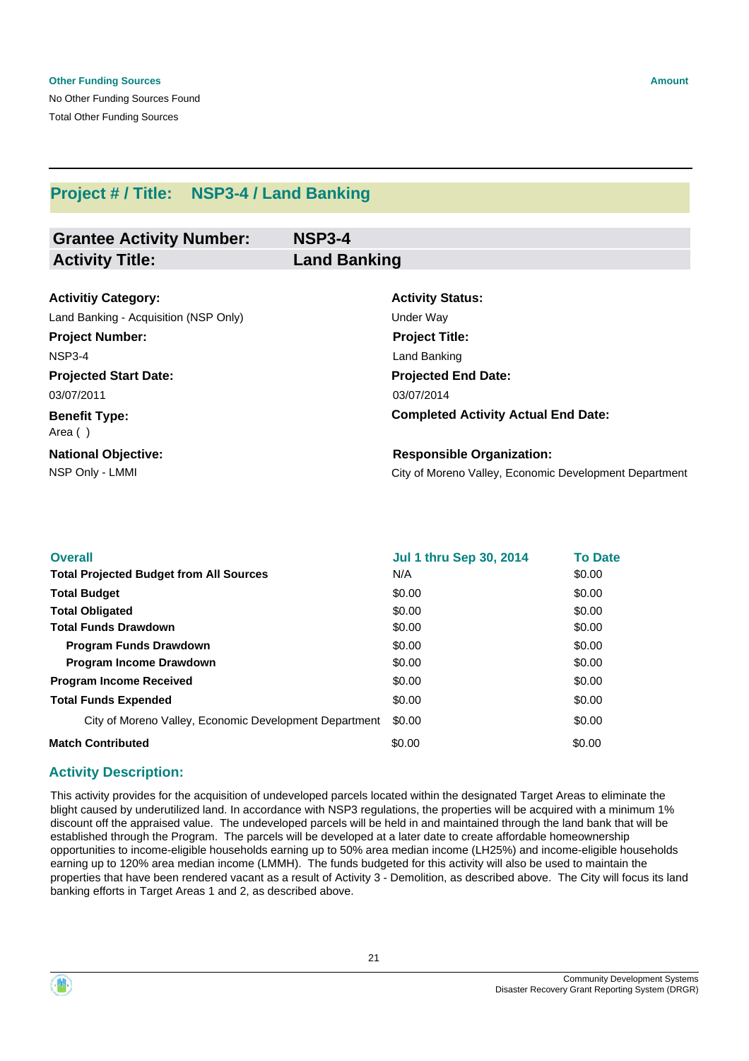| Other Funding Sources | Amount |
| --- | --- |
| No Other Funding Sources Found | |
| Total Other Funding Sources | |

## Project # / Title: NSP3-4 / Land Banking

**Grantee Activity Number:** NSP3-4
**Activity Title:** Land Banking

**Activitiy Category:**
Land Banking - Acquisition (NSP Only)

**Activity Status:**
Under Way

**Project Number:**
NSP3-4

**Project Title:**
Land Banking

**Projected Start Date:**
03/07/2011

**Projected End Date:**
03/07/2014

**Benefit Type:**
Area ( )

**Completed Activity Actual End Date:**

**National Objective:**
NSP Only - LMMI

**Responsible Organization:**
City of Moreno Valley, Economic Development Department

| Overall | Jul 1 thru Sep 30, 2014 | To Date |
| --- | --- | --- |
| **Total Projected Budget from All Sources** | N/A | $0.00 |
| **Total Budget** | $0.00 | $0.00 |
| **Total Obligated** | $0.00 | $0.00 |
| **Total Funds Drawdown** | $0.00 | $0.00 |
| **Program Funds Drawdown** | $0.00 | $0.00 |
| **Program Income Drawdown** | $0.00 | $0.00 |
| **Program Income Received** | $0.00 | $0.00 |
| **Total Funds Expended** | $0.00 | $0.00 |
| City of Moreno Valley, Economic Development Department | $0.00 | $0.00 |
| **Match Contributed** | $0.00 | $0.00 |

### Activity Description:

This activity provides for the acquisition of undeveloped parcels located within the designated Target Areas to eliminate the blight caused by underutilized land. In accordance with NSP3 regulations, the properties will be acquired with a minimum 1% discount off the appraised value. The undeveloped parcels will be held in and maintained through the land bank that will be established through the Program. The parcels will be developed at a later date to create affordable homeownership opportunities to income-eligible households earning up to 50% area median income (LH25%) and income-eligible households earning up to 120% area median income (LMMH). The funds budgeted for this activity will also be used to maintain the properties that have been rendered vacant as a result of Activity 3 - Demolition, as described above. The City will focus its land banking efforts in Target Areas 1 and 2, as described above.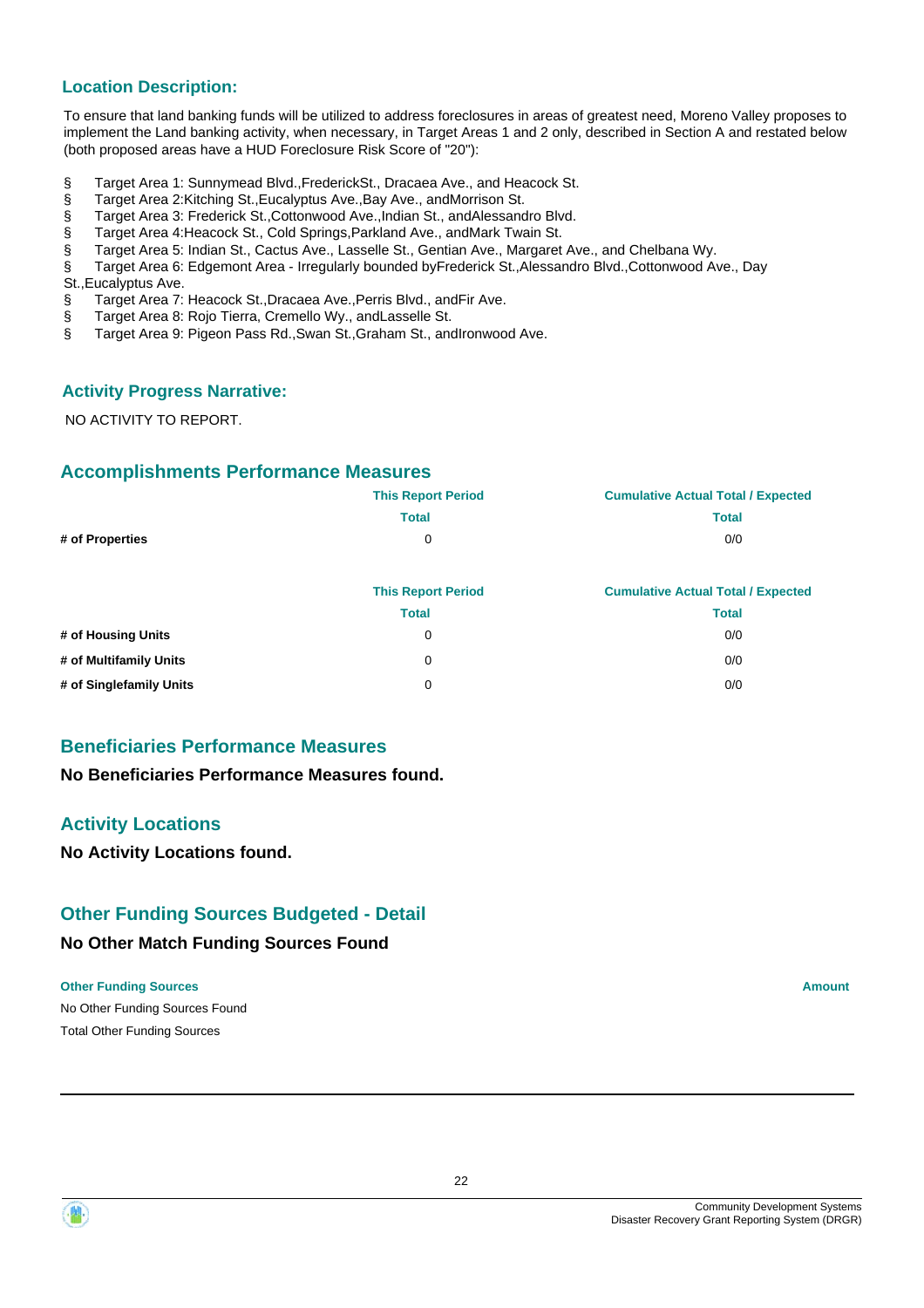### Location Description:

To ensure that land banking funds will be utilized to address foreclosures in areas of greatest need, Moreno Valley proposes to implement the Land banking activity, when necessary, in Target Areas 1 and 2 only, described in Section A and restated below (both proposed areas have a HUD Foreclosure Risk Score of "20"):

§ Target Area 1: Sunnymead Blvd.,FrederickSt., Dracaea Ave., and Heacock St.
§ Target Area 2:Kitching St.,Eucalyptus Ave.,Bay Ave., andMorrison St.
§ Target Area 3: Frederick St.,Cottonwood Ave.,Indian St., andAlessandro Blvd.
§ Target Area 4:Heacock St., Cold Springs,Parkland Ave., andMark Twain St.
§ Target Area 5: Indian St., Cactus Ave., Lasselle St., Gentian Ave., Margaret Ave., and Chelbana Wy.
§ Target Area 6: Edgemont Area - Irregularly bounded byFrederick St.,Alessandro Blvd.,Cottonwood Ave., Day St.,Eucalyptus Ave.
§ Target Area 7: Heacock St.,Dracaea Ave.,Perris Blvd., andFir Ave.
§ Target Area 8: Rojo Tierra, Cremello Wy., andLasselle St.
§ Target Area 9: Pigeon Pass Rd.,Swan St.,Graham St., andIronwood Ave.

### Activity Progress Narrative:

NO ACTIVITY TO REPORT.

### Accomplishments Performance Measures

| | This Report Period | Cumulative Actual Total / Expected |
|---|---|---|
| | Total | Total |
| **# of Properties** | 0 | 0/0 |

| | This Report Period | Cumulative Actual Total / Expected |
|---|---|---|
| | Total | Total |
| **# of Housing Units** | 0 | 0/0 |
| **# of Multifamily Units** | 0 | 0/0 |
| **# of Singlefamily Units** | 0 | 0/0 |

### Beneficiaries Performance Measures

**No Beneficiaries Performance Measures found.**

### Activity Locations

**No Activity Locations found.**

### Other Funding Sources Budgeted - Detail

**No Other Match Funding Sources Found**

| Other Funding Sources | Amount |
|---|---|
| No Other Funding Sources Found | |
| Total Other Funding Sources | |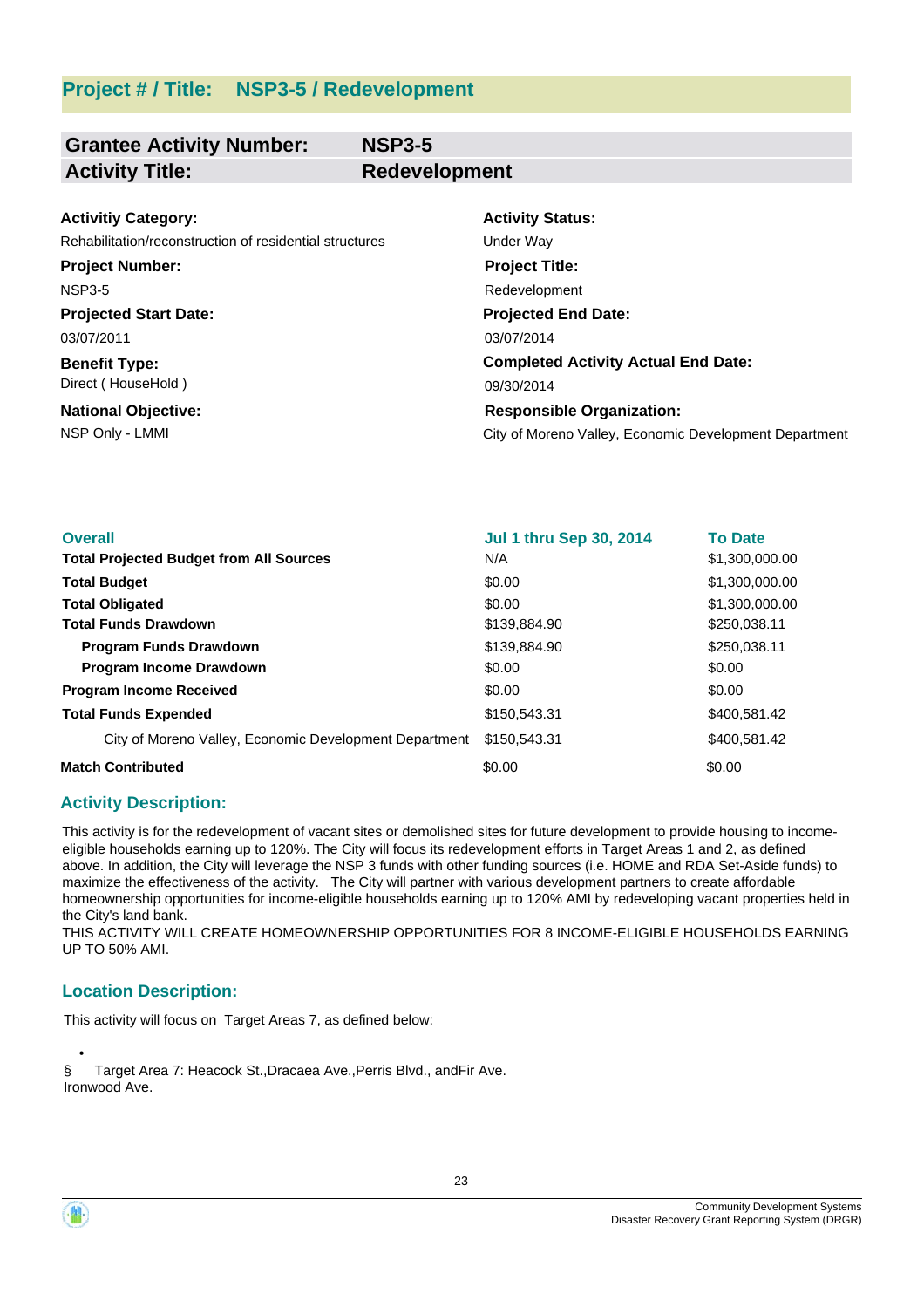## Project # / Title: NSP3-5 / Redevelopment

| **Grantee Activity Number:** | **NSP3-5** |
|---|---|
| **Activity Title:** | **Redevelopment** |

**Activitiy Category:**
Rehabilitation/reconstruction of residential structures

**Activity Status:**
Under Way

**Project Number:**
NSP3-5

**Project Title:**
Redevelopment

**Projected Start Date:**
03/07/2011

**Projected End Date:**
03/07/2014

**Benefit Type:**
Direct ( HouseHold )

**Completed Activity Actual End Date:**
09/30/2014

**National Objective:**
NSP Only - LMMI

**Responsible Organization:**
City of Moreno Valley, Economic Development Department

| **Overall** | **Jul 1 thru Sep 30, 2014** | **To Date** |
|---|---|---|
| **Total Projected Budget from All Sources** | N/A | $1,300,000.00 |
| **Total Budget** | $0.00 | $1,300,000.00 |
| **Total Obligated** | $0.00 | $1,300,000.00 |
| **Total Funds Drawdown** | $139,884.90 | $250,038.11 |
| **Program Funds Drawdown** | $139,884.90 | $250,038.11 |
| **Program Income Drawdown** | $0.00 | $0.00 |
| **Program Income Received** | $0.00 | $0.00 |
| **Total Funds Expended** | $150,543.31 | $400,581.42 |
| City of Moreno Valley, Economic Development Department | $150,543.31 | $400,581.42 |
| **Match Contributed** | $0.00 | $0.00 |

### Activity Description:

This activity is for the redevelopment of vacant sites or demolished sites for future development to provide housing to income-eligible households earning up to 120%. The City will focus its redevelopment efforts in Target Areas 1 and 2, as defined above. In addition, the City will leverage the NSP 3 funds with other funding sources (i.e. HOME and RDA Set-Aside funds) to maximize the effectiveness of the activity. The City will partner with various development partners to create affordable homeownership opportunities for income-eligible households earning up to 120% AMI by redeveloping vacant properties held in the City's land bank.
THIS ACTIVITY WILL CREATE HOMEOWNERSHIP OPPORTUNITIES FOR 8 INCOME-ELIGIBLE HOUSEHOLDS EARNING UP TO 50% AMI.

### Location Description:

This activity will focus on Target Areas 7, as defined below:

•

§ Target Area 7: Heacock St.,Dracaea Ave.,Perris Blvd., andFir Ave. Ironwood Ave.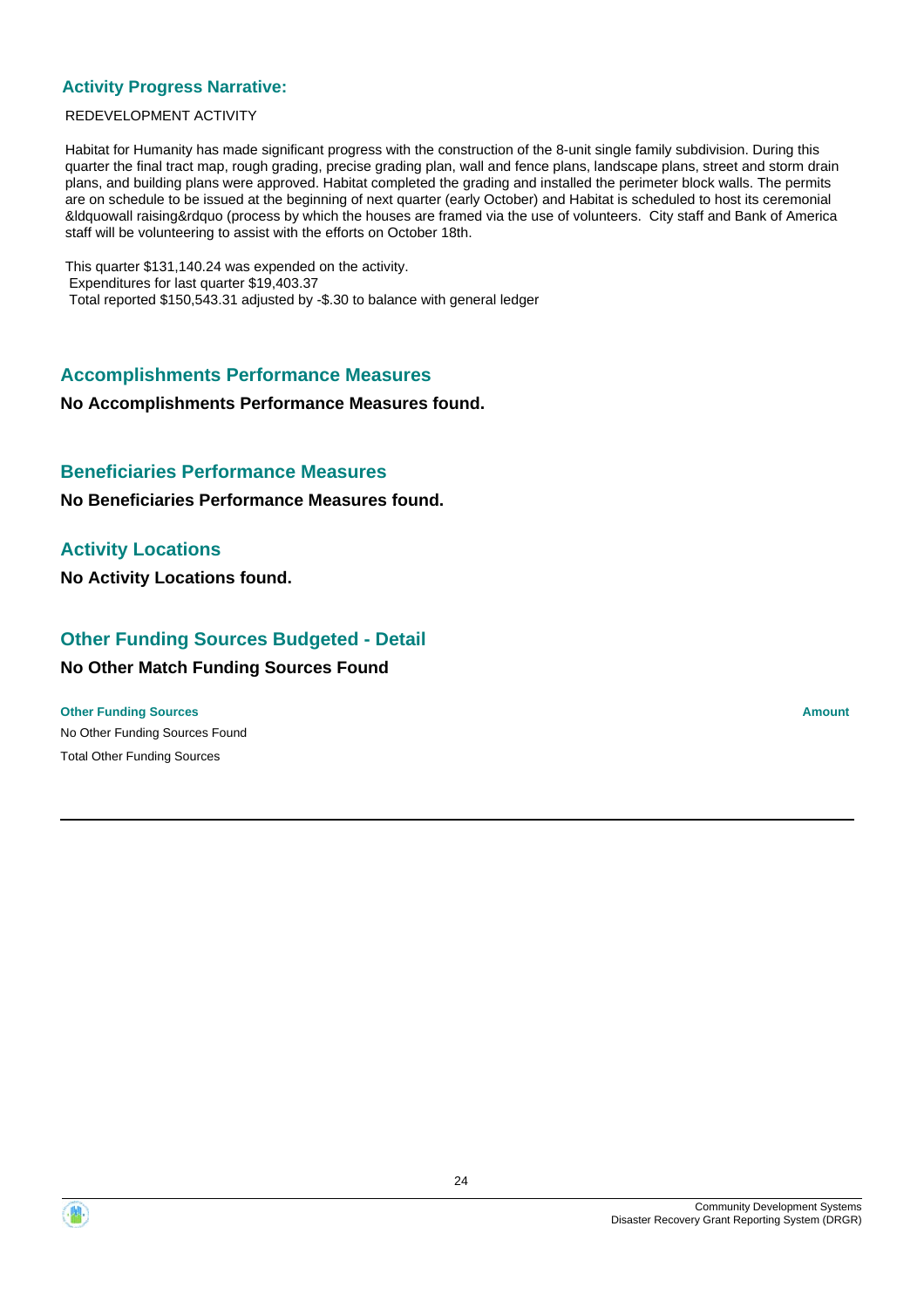## Activity Progress Narrative:

REDEVELOPMENT ACTIVITY

Habitat for Humanity has made significant progress with the construction of the 8-unit single family subdivision. During this quarter the final tract map, rough grading, precise grading plan, wall and fence plans, landscape plans, street and storm drain plans, and building plans were approved. Habitat completed the grading and installed the perimeter block walls. The permits are on schedule to be issued at the beginning of next quarter (early October) and Habitat is scheduled to host its ceremonial &ldquowall raising&rdquo (process by which the houses are framed via the use of volunteers. City staff and Bank of America staff will be volunteering to assist with the efforts on October 18th.

This quarter $131,140.24 was expended on the activity.
Expenditures for last quarter $19,403.37
Total reported $150,543.31 adjusted by -$.30 to balance with general ledger

## Accomplishments Performance Measures

**No Accomplishments Performance Measures found.**

## Beneficiaries Performance Measures

**No Beneficiaries Performance Measures found.**

## Activity Locations

**No Activity Locations found.**

## Other Funding Sources Budgeted - Detail

**No Other Match Funding Sources Found**

| Other Funding Sources | Amount |
|---|---|
| No Other Funding Sources Found | |
| Total Other Funding Sources | |